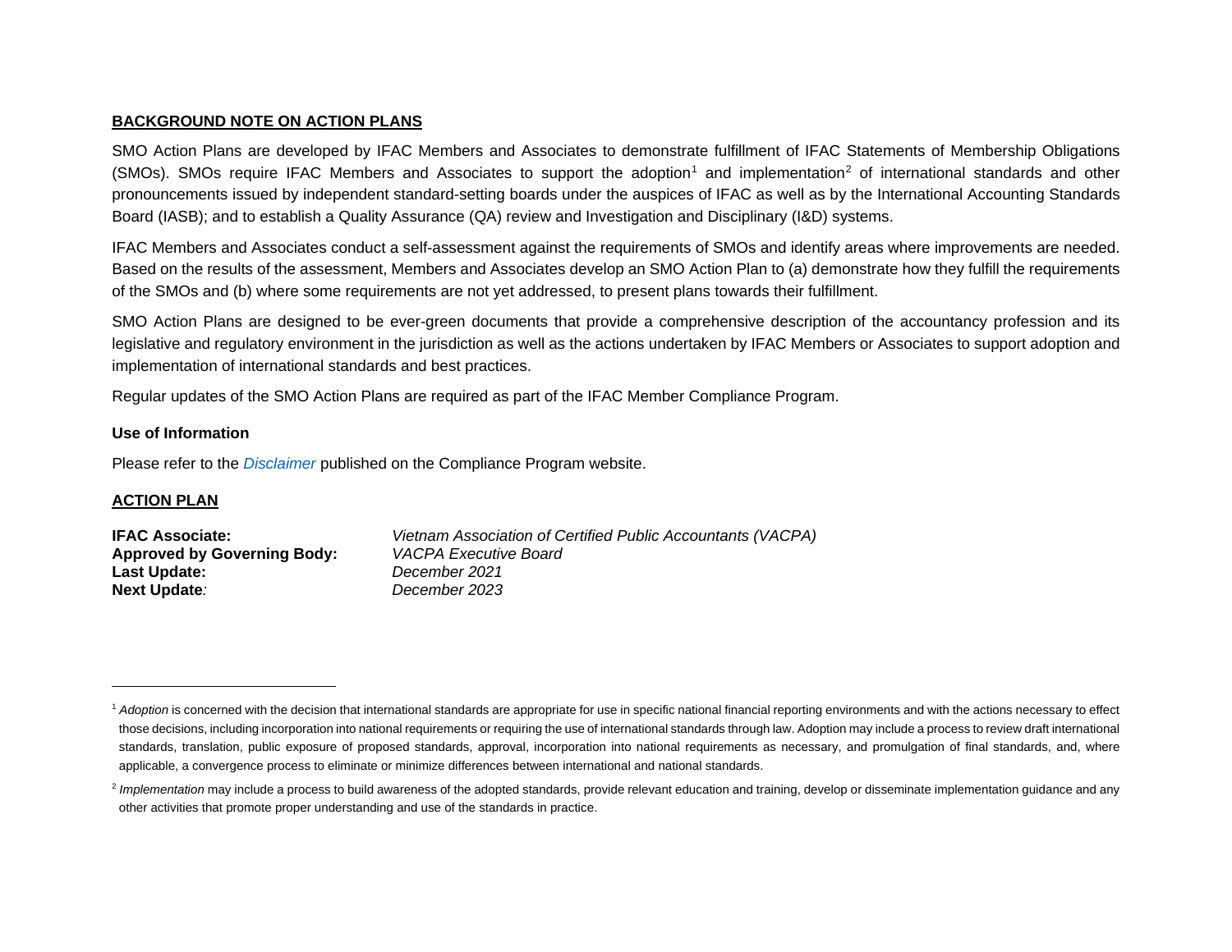## BACKGROUND NOTE ON ACTION PLANS

SMO Action Plans are developed by IFAC Members and Associates to demonstrate fulfillment of IFAC Statements of Membership Obligations (SMOs). SMOs require IFAC Members and Associates to support the adoption[1] and implementation[2] of international standards and other pronouncements issued by independent standard-setting boards under the auspices of IFAC as well as by the International Accounting Standards Board (IASB); and to establish a Quality Assurance (QA) review and Investigation and Disciplinary (I&D) systems.

IFAC Members and Associates conduct a self-assessment against the requirements of SMOs and identify areas where improvements are needed. Based on the results of the assessment, Members and Associates develop an SMO Action Plan to (a) demonstrate how they fulfill the requirements of the SMOs and (b) where some requirements are not yet addressed, to present plans towards their fulfillment.

SMO Action Plans are designed to be ever-green documents that provide a comprehensive description of the accountancy profession and its legislative and regulatory environment in the jurisdiction as well as the actions undertaken by IFAC Members or Associates to support adoption and implementation of international standards and best practices.

Regular updates of the SMO Action Plans are required as part of the IFAC Member Compliance Program.

### Use of Information

Please refer to the *Disclaimer* published on the Compliance Program website.

## ACTION PLAN

**IFAC Associate:** *Vietnam Association of Certified Public Accountants (VACPA)*
**Approved by Governing Body:** *VACPA Executive Board*
**Last Update:** *December 2021*
**Next Update:** *December 2023*

---

[1] *Adoption* is concerned with the decision that international standards are appropriate for use in specific national financial reporting environments and with the actions necessary to effect those decisions, including incorporation into national requirements or requiring the use of international standards through law. Adoption may include a process to review draft international standards, translation, public exposure of proposed standards, approval, incorporation into national requirements as necessary, and promulgation of final standards, and, where applicable, a convergence process to eliminate or minimize differences between international and national standards.

[2] *Implementation* may include a process to build awareness of the adopted standards, provide relevant education and training, develop or disseminate implementation guidance and any other activities that promote proper understanding and use of the standards in practice.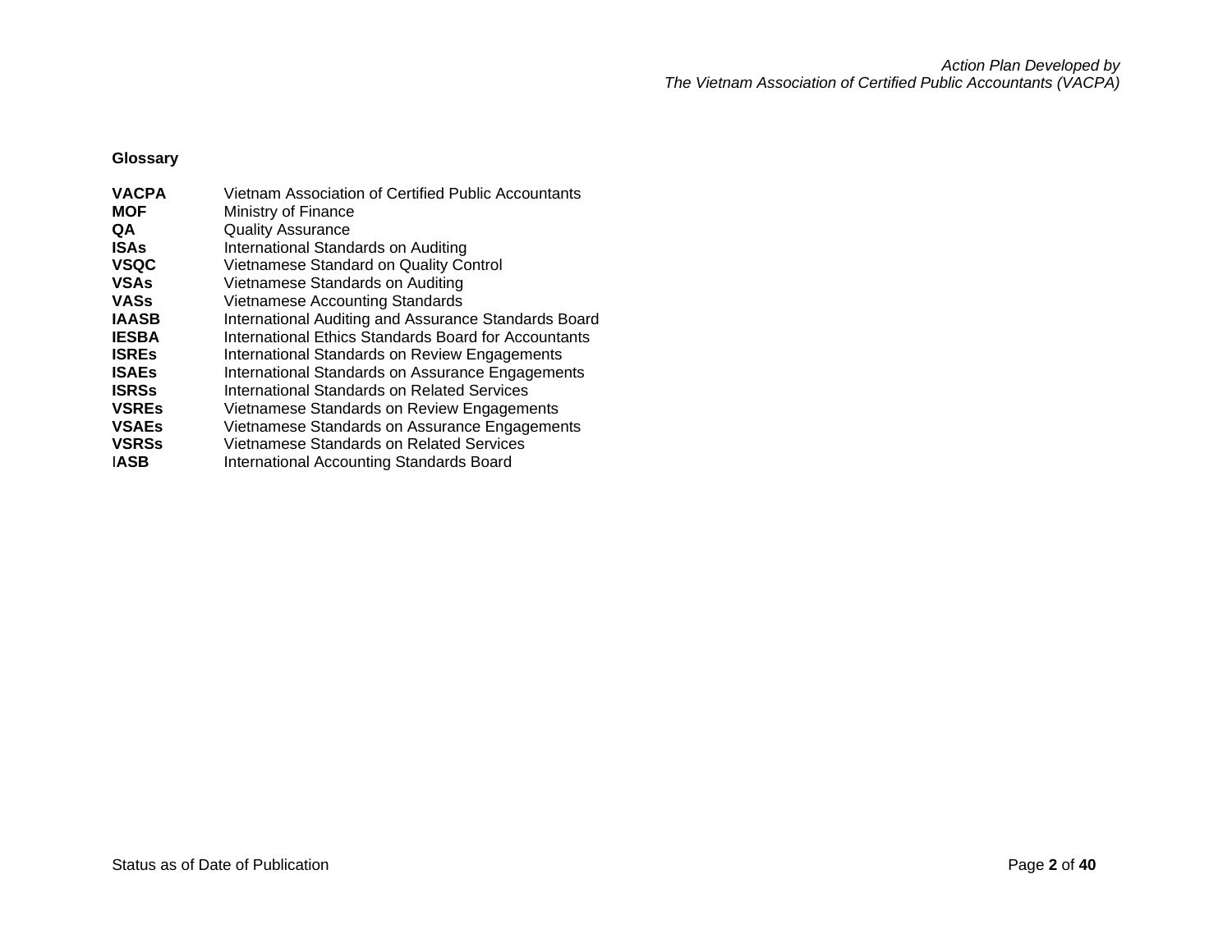**Glossary**

| | |
|---|---|
| **VACPA** | Vietnam Association of Certified Public Accountants |
| **MOF** | Ministry of Finance |
| **QA** | Quality Assurance |
| **ISAs** | International Standards on Auditing |
| **VSQC** | Vietnamese Standard on Quality Control |
| **VSAs** | Vietnamese Standards on Auditing |
| **VASs** | Vietnamese Accounting Standards |
| **IAASB** | International Auditing and Assurance Standards Board |
| **IESBA** | International Ethics Standards Board for Accountants |
| **ISREs** | International Standards on Review Engagements |
| **ISAEs** | International Standards on Assurance Engagements |
| **ISRSs** | International Standards on Related Services |
| **VSREs** | Vietnamese Standards on Review Engagements |
| **VSAEs** | Vietnamese Standards on Assurance Engagements |
| **VSRSs** | Vietnamese Standards on Related Services |
| **IASB** | International Accounting Standards Board |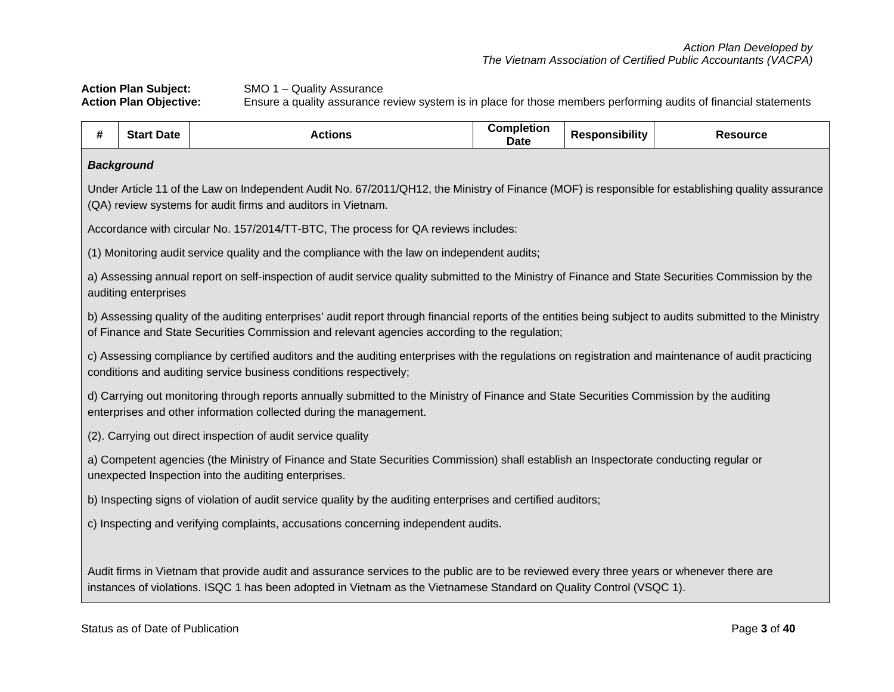*Action Plan Developed by*
*The Vietnam Association of Certified Public Accountants (VACPA)*

**Action Plan Subject:** SMO 1 – Quality Assurance
**Action Plan Objective:** Ensure a quality assurance review system is in place for those members performing audits of financial statements

| # | Start Date | Actions | Completion Date | Responsibility | Resource |
|---|---|---|---|---|---|

***Background***

Under Article 11 of the Law on Independent Audit No. 67/2011/QH12, the Ministry of Finance (MOF) is responsible for establishing quality assurance (QA) review systems for audit firms and auditors in Vietnam.

Accordance with circular No. 157/2014/TT-BTC, The process for QA reviews includes:

(1) Monitoring audit service quality and the compliance with the law on independent audits;

a) Assessing annual report on self-inspection of audit service quality submitted to the Ministry of Finance and State Securities Commission by the auditing enterprises

b) Assessing quality of the auditing enterprises' audit report through financial reports of the entities being subject to audits submitted to the Ministry of Finance and State Securities Commission and relevant agencies according to the regulation;

c) Assessing compliance by certified auditors and the auditing enterprises with the regulations on registration and maintenance of audit practicing conditions and auditing service business conditions respectively;

d) Carrying out monitoring through reports annually submitted to the Ministry of Finance and State Securities Commission by the auditing enterprises and other information collected during the management.

(2). Carrying out direct inspection of audit service quality

a) Competent agencies (the Ministry of Finance and State Securities Commission) shall establish an Inspectorate conducting regular or unexpected Inspection into the auditing enterprises.

b) Inspecting signs of violation of audit service quality by the auditing enterprises and certified auditors;

c) Inspecting and verifying complaints, accusations concerning independent audits.

Audit firms in Vietnam that provide audit and assurance services to the public are to be reviewed every three years or whenever there are instances of violations. ISQC 1 has been adopted in Vietnam as the Vietnamese Standard on Quality Control (VSQC 1).

Status as of Date of Publication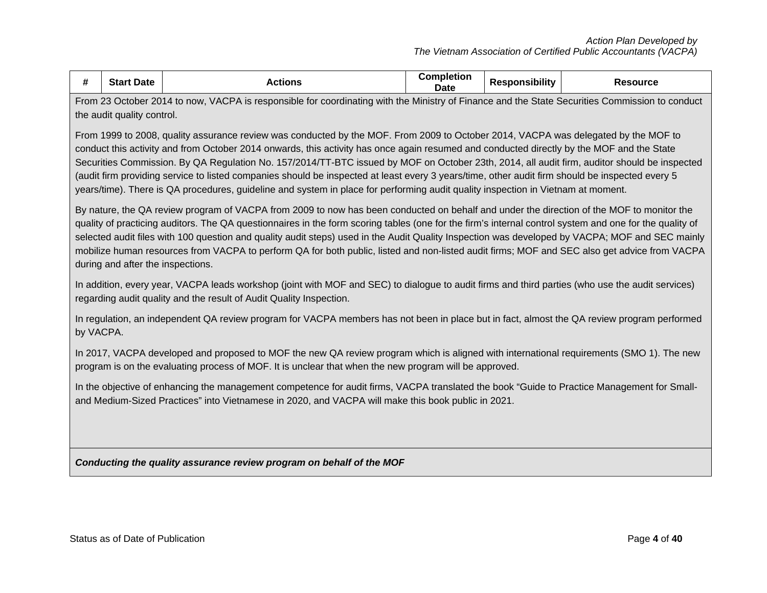| # | Start Date | Actions | Completion Date | Responsibility | Resource |
|---|---|---|---|---|---|

From 23 October 2014 to now, VACPA is responsible for coordinating with the Ministry of Finance and the State Securities Commission to conduct the audit quality control.

From 1999 to 2008, quality assurance review was conducted by the MOF. From 2009 to October 2014, VACPA was delegated by the MOF to conduct this activity and from October 2014 onwards, this activity has once again resumed and conducted directly by the MOF and the State Securities Commission. By QA Regulation No. 157/2014/TT-BTC issued by MOF on October 23th, 2014, all audit firm, auditor should be inspected (audit firm providing service to listed companies should be inspected at least every 3 years/time, other audit firm should be inspected every 5 years/time). There is QA procedures, guideline and system in place for performing audit quality inspection in Vietnam at moment.

By nature, the QA review program of VACPA from 2009 to now has been conducted on behalf and under the direction of the MOF to monitor the quality of practicing auditors. The QA questionnaires in the form scoring tables (one for the firm's internal control system and one for the quality of selected audit files with 100 question and quality audit steps) used in the Audit Quality Inspection was developed by VACPA; MOF and SEC mainly mobilize human resources from VACPA to perform QA for both public, listed and non-listed audit firms; MOF and SEC also get advice from VACPA during and after the inspections.

In addition, every year, VACPA leads workshop (joint with MOF and SEC) to dialogue to audit firms and third parties (who use the audit services) regarding audit quality and the result of Audit Quality Inspection.

In regulation, an independent QA review program for VACPA members has not been in place but in fact, almost the QA review program performed by VACPA.

In 2017, VACPA developed and proposed to MOF the new QA review program which is aligned with international requirements (SMO 1). The new program is on the evaluating process of MOF. It is unclear that when the new program will be approved.

In the objective of enhancing the management competence for audit firms, VACPA translated the book "Guide to Practice Management for Small- and Medium-Sized Practices" into Vietnamese in 2020, and VACPA will make this book public in 2021.

***Conducting the quality assurance review program on behalf of the MOF***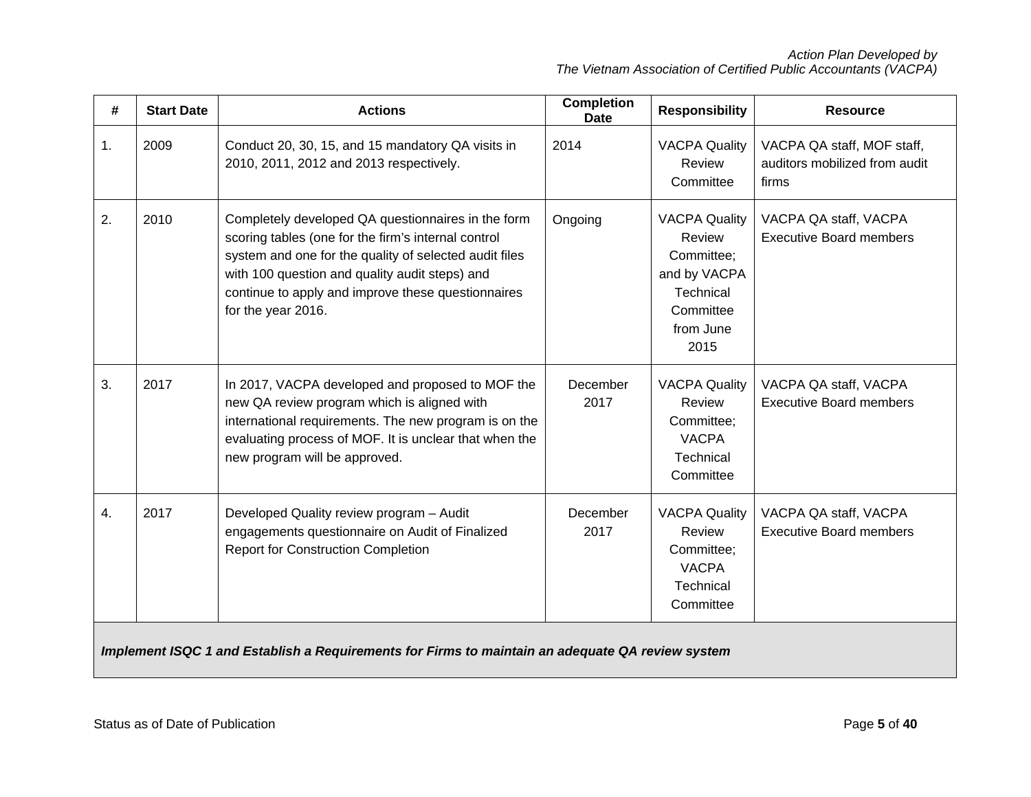| # | Start Date | Actions | Completion Date | Responsibility | Resource |
|---|---|---|---|---|---|
| 1. | 2009 | Conduct 20, 30, 15, and 15 mandatory QA visits in 2010, 2011, 2012 and 2013 respectively. | 2014 | VACPA Quality Review Committee | VACPA QA staff, MOF staff, auditors mobilized from audit firms |
| 2. | 2010 | Completely developed QA questionnaires in the form scoring tables (one for the firm's internal control system and one for the quality of selected audit files with 100 question and quality audit steps) and continue to apply and improve these questionnaires for the year 2016. | Ongoing | VACPA Quality Review Committee; and by VACPA Technical Committee from June 2015 | VACPA QA staff, VACPA Executive Board members |
| 3. | 2017 | In 2017, VACPA developed and proposed to MOF the new QA review program which is aligned with international requirements. The new program is on the evaluating process of MOF. It is unclear that when the new program will be approved. | December 2017 | VACPA Quality Review Committee; VACPA Technical Committee | VACPA QA staff, VACPA Executive Board members |
| 4. | 2017 | Developed Quality review program – Audit engagements questionnaire on Audit of Finalized Report for Construction Completion | December 2017 | VACPA Quality Review Committee; VACPA Technical Committee | VACPA QA staff, VACPA Executive Board members |
| ***Implement ISQC 1 and Establish a Requirements for Firms to maintain an adequate QA review system*** | | | | | |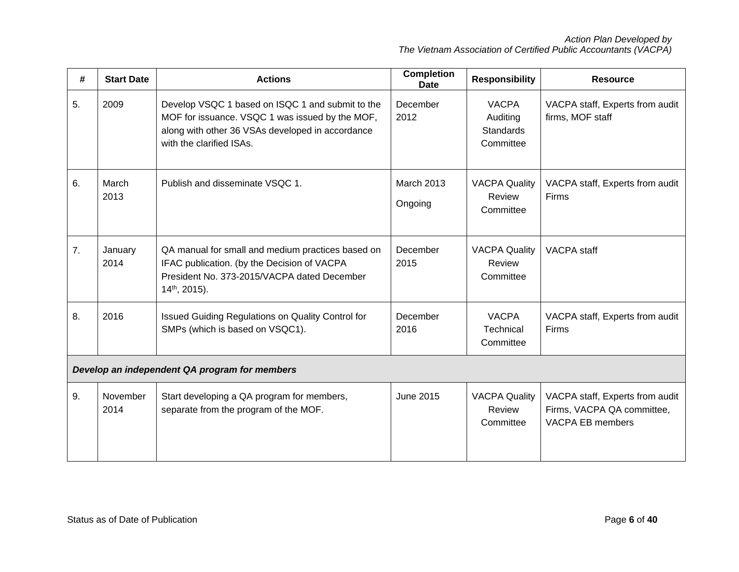| # | Start Date | Actions | Completion Date | Responsibility | Resource |
|---|---|---|---|---|---|
| 5. | 2009 | Develop VSQC 1 based on ISQC 1 and submit to the MOF for issuance. VSQC 1 was issued by the MOF, along with other 36 VSAs developed in accordance with the clarified ISAs. | December 2012 | VACPA Auditing Standards Committee | VACPA staff, Experts from audit firms, MOF staff |
| 6. | March 2013 | Publish and disseminate VSQC 1. | March 2013<br>Ongoing | VACPA Quality Review Committee | VACPA staff, Experts from audit Firms |
| 7. | January 2014 | QA manual for small and medium practices based on IFAC publication. (by the Decision of VACPA President No. 373-2015/VACPA dated December 14th, 2015). | December 2015 | VACPA Quality Review Committee | VACPA staff |
| 8. | 2016 | Issued Guiding Regulations on Quality Control for SMPs (which is based on VSQC1). | December 2016 | VACPA Technical Committee | VACPA staff, Experts from audit Firms |
| ***Develop an independent QA program for members*** | | | | | |
| 9. | November 2014 | Start developing a QA program for members, separate from the program of the MOF. | June 2015 | VACPA Quality Review Committee | VACPA staff, Experts from audit Firms, VACPA QA committee, VACPA EB members |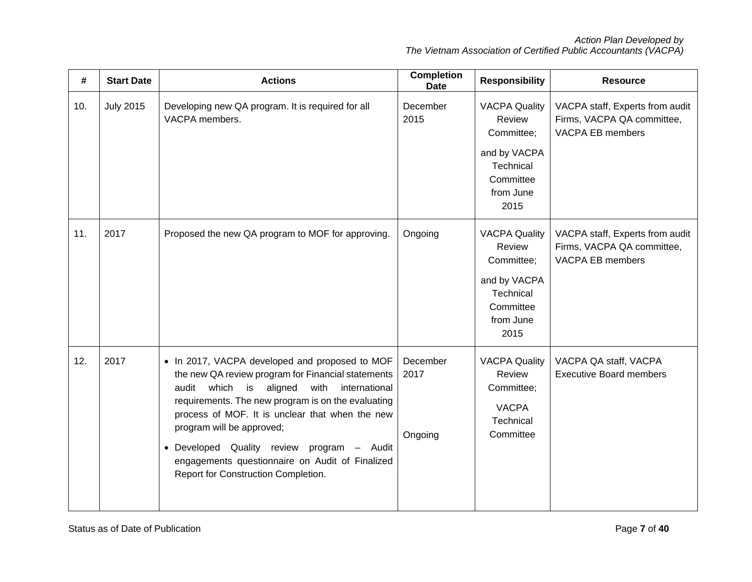| # | Start Date | Actions | Completion Date | Responsibility | Resource |
|---|---|---|---|---|---|
| 10. | July 2015 | Developing new QA program. It is required for all VACPA members. | December 2015 | VACPA Quality Review Committee;<br><br>and by VACPA Technical Committee from June 2015 | VACPA staff, Experts from audit Firms, VACPA QA committee, VACPA EB members |
| 11. | 2017 | Proposed the new QA program to MOF for approving. | Ongoing | VACPA Quality Review Committee;<br><br>and by VACPA Technical Committee from June 2015 | VACPA staff, Experts from audit Firms, VACPA QA committee, VACPA EB members |
| 12. | 2017 | • In 2017, VACPA developed and proposed to MOF the new QA review program for Financial statements audit which is aligned with international requirements. The new program is on the evaluating process of MOF. It is unclear that when the new program will be approved;<br><br>• Developed Quality review program – Audit engagements questionnaire on Audit of Finalized Report for Construction Completion. | December 2017<br><br>Ongoing | VACPA Quality Review Committee;<br><br>VACPA Technical Committee | VACPA QA staff, VACPA Executive Board members |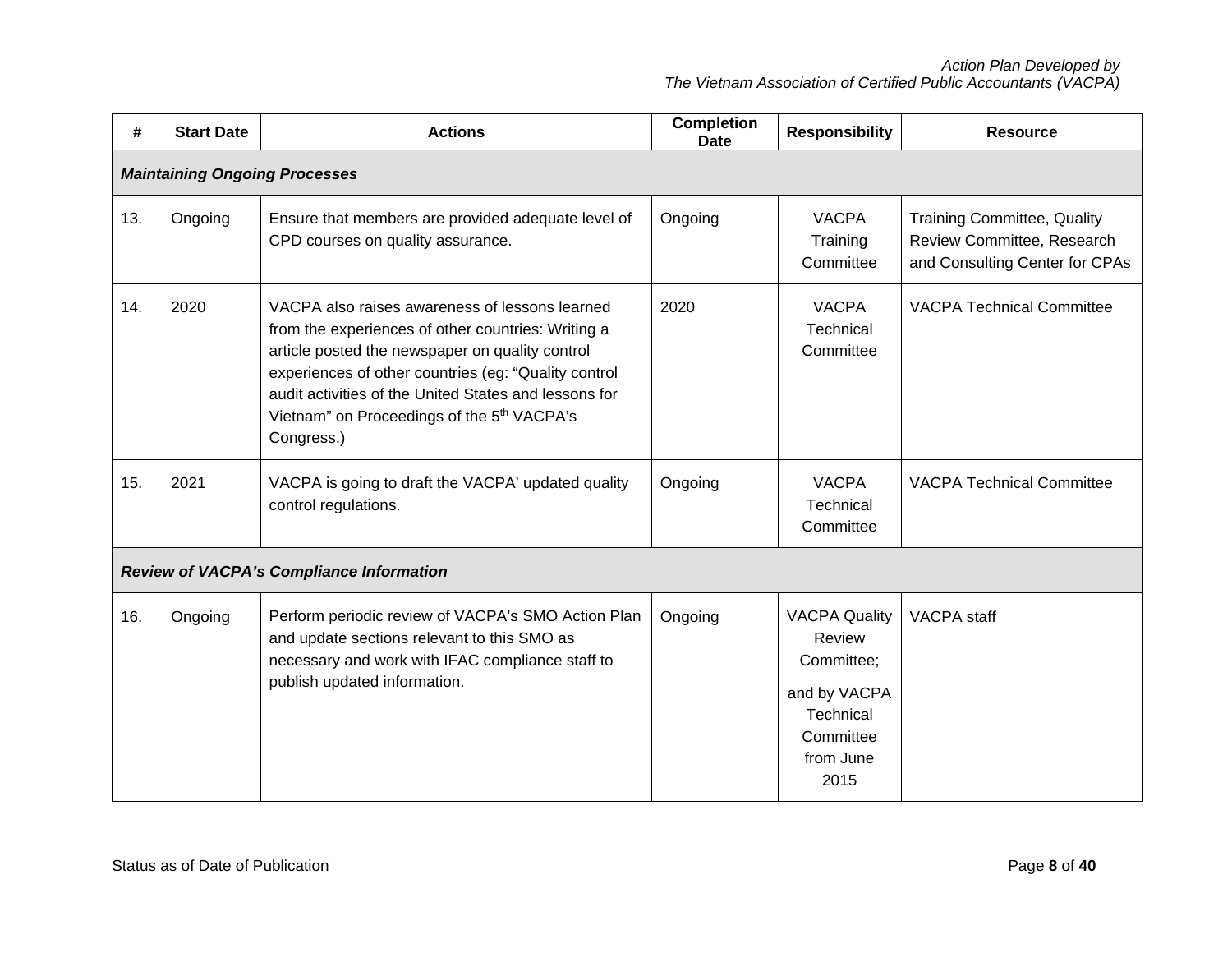| # | Start Date | Actions | Completion Date | Responsibility | Resource |
|---|---|---|---|---|---|
| ***Maintaining Ongoing Processes*** | | | | | |
| 13. | Ongoing | Ensure that members are provided adequate level of CPD courses on quality assurance. | Ongoing | VACPA Training Committee | Training Committee, Quality Review Committee, Research and Consulting Center for CPAs |
| 14. | 2020 | VACPA also raises awareness of lessons learned from the experiences of other countries: Writing a article posted the newspaper on quality control experiences of other countries (eg: "Quality control audit activities of the United States and lessons for Vietnam" on Proceedings of the 5th VACPA's Congress.) | 2020 | VACPA Technical Committee | VACPA Technical Committee |
| 15. | 2021 | VACPA is going to draft the VACPA' updated quality control regulations. | Ongoing | VACPA Technical Committee | VACPA Technical Committee |
| ***Review of VACPA's Compliance Information*** | | | | | |
| 16. | Ongoing | Perform periodic review of VACPA's SMO Action Plan and update sections relevant to this SMO as necessary and work with IFAC compliance staff to publish updated information. | Ongoing | VACPA Quality Review Committee; and by VACPA Technical Committee from June 2015 | VACPA staff |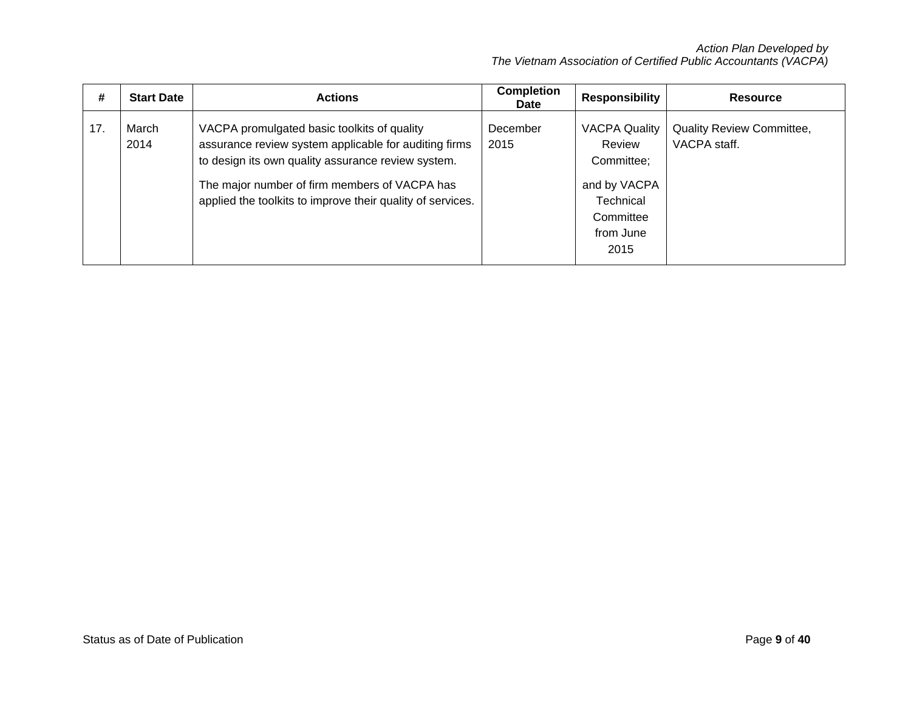| # | Start Date | Actions | Completion Date | Responsibility | Resource |
|---|---|---|---|---|---|
| 17. | March 2014 | VACPA promulgated basic toolkits of quality assurance review system applicable for auditing firms to design its own quality assurance review system.<br><br>The major number of firm members of VACPA has applied the toolkits to improve their quality of services. | December 2015 | VACPA Quality Review Committee;<br><br>and by VACPA Technical Committee from June 2015 | Quality Review Committee, VACPA staff. |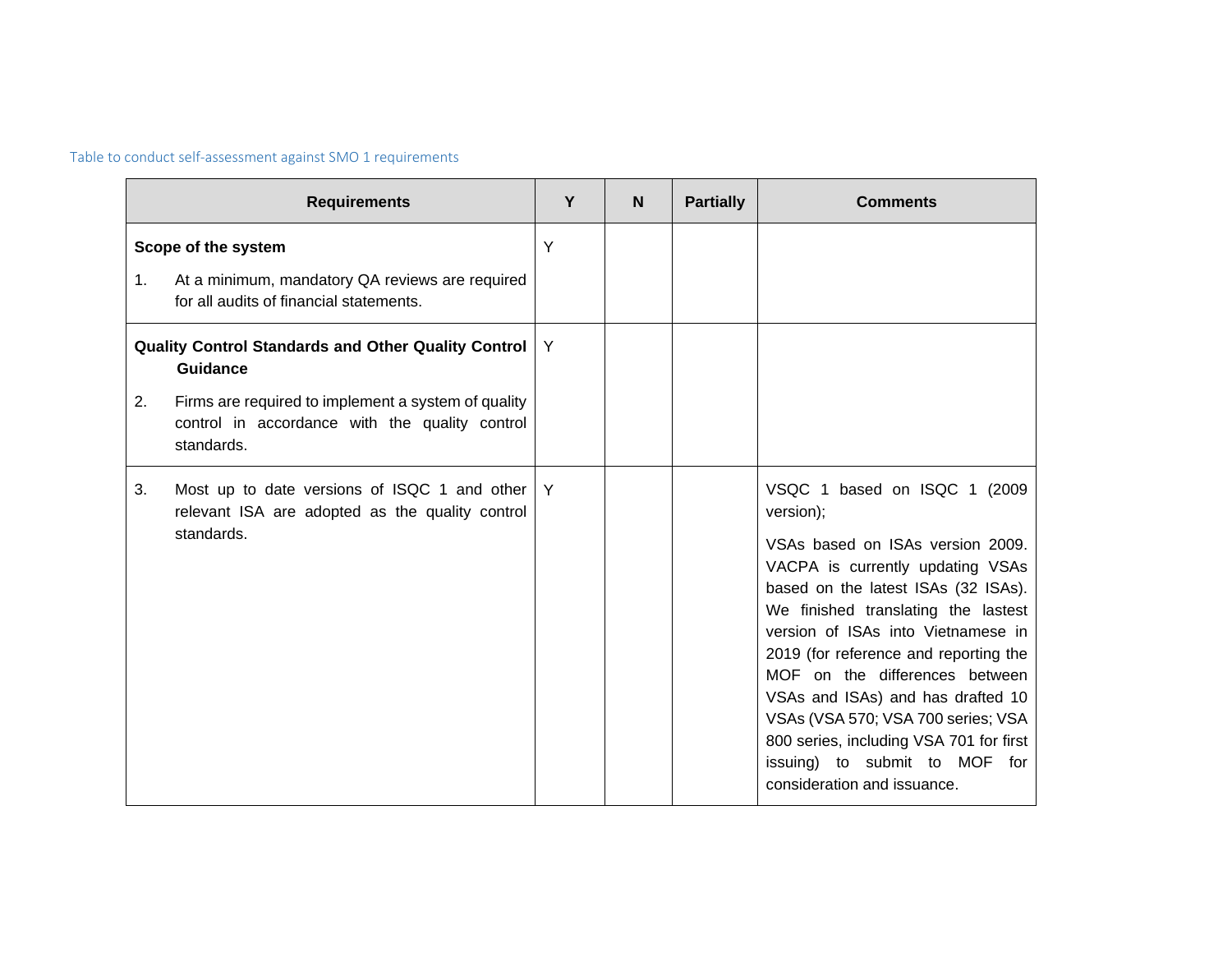Table to conduct self-assessment against SMO 1 requirements

| Requirements | Y | N | Partially | Comments |
|---|---|---|---|---|
| **Scope of the system**<br><br>1. At a minimum, mandatory QA reviews are required for all audits of financial statements. | Y | | | |
| **Quality Control Standards and Other Quality Control Guidance**<br><br>2. Firms are required to implement a system of quality control in accordance with the quality control standards. | Y | | | |
| 3. Most up to date versions of ISQC 1 and other relevant ISA are adopted as the quality control standards. | Y | | | VSQC 1 based on ISQC 1 (2009 version);<br><br>VSAs based on ISAs version 2009. VACPA is currently updating VSAs based on the latest ISAs (32 ISAs). We finished translating the lastest version of ISAs into Vietnamese in 2019 (for reference and reporting the MOF on the differences between VSAs and ISAs) and has drafted 10 VSAs (VSA 570; VSA 700 series; VSA 800 series, including VSA 701 for first issuing) to submit to MOF for consideration and issuance. |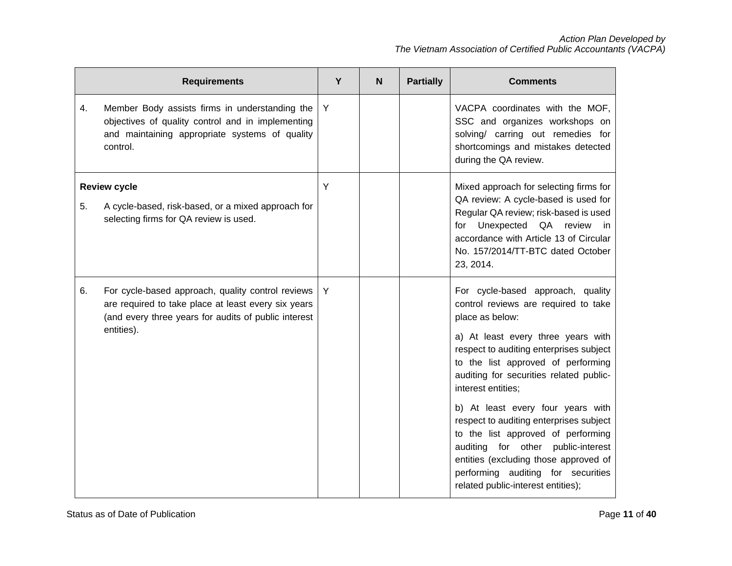| Requirements | Y | N | Partially | Comments |
|---|---|---|---|---|
| 4. Member Body assists firms in understanding the objectives of quality control and in implementing and maintaining appropriate systems of quality control. | Y | | | VACPA coordinates with the MOF, SSC and organizes workshops on solving/ carring out remedies for shortcomings and mistakes detected during the QA review. |
| **Review cycle**<br><br>5. A cycle-based, risk-based, or a mixed approach for selecting firms for QA review is used. | Y | | | Mixed approach for selecting firms for QA review: A cycle-based is used for Regular QA review; risk-based is used for Unexpected QA review in accordance with Article 13 of Circular No. 157/2014/TT-BTC dated October 23, 2014. |
| 6. For cycle-based approach, quality control reviews are required to take place at least every six years (and every three years for audits of public interest entities). | Y | | | For cycle-based approach, quality control reviews are required to take place as below:<br><br>a) At least every three years with respect to auditing enterprises subject to the list approved of performing auditing for securities related public-interest entities;<br><br>b) At least every four years with respect to auditing enterprises subject to the list approved of performing auditing for other public-interest entities (excluding those approved of performing auditing for securities related public-interest entities); |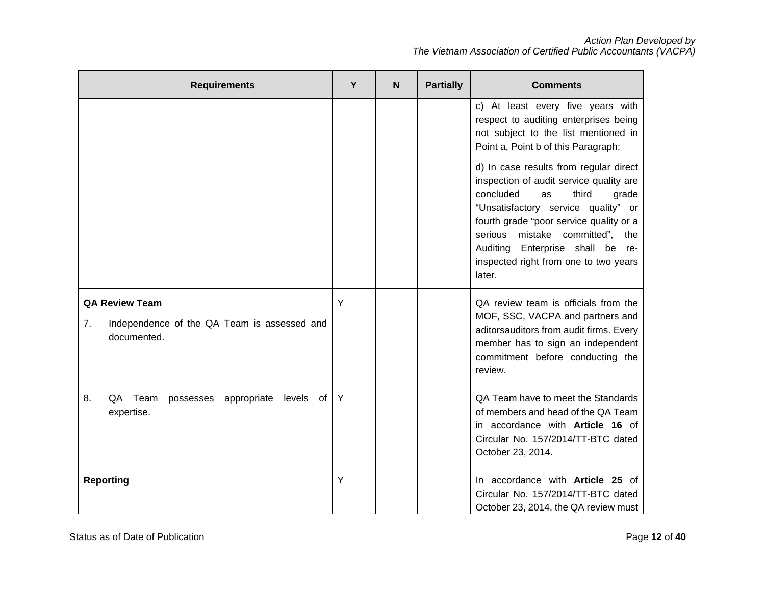| Requirements | Y | N | Partially | Comments |
|---|---|---|---|---|
| | | | | c) At least every five years with respect to auditing enterprises being not subject to the list mentioned in Point a, Point b of this Paragraph;<br><br>d) In case results from regular direct inspection of audit service quality are concluded as third grade "Unsatisfactory service quality" or fourth grade "poor service quality or a serious mistake committed", the Auditing Enterprise shall be re-inspected right from one to two years later. |
| **QA Review Team**<br><br>7. Independence of the QA Team is assessed and documented. | Y | | | QA review team is officials from the MOF, SSC, VACPA and partners and aditorsauditors from audit firms. Every member has to sign an independent commitment before conducting the review. |
| 8. QA Team possesses appropriate levels of expertise. | Y | | | QA Team have to meet the Standards of members and head of the QA Team in accordance with **Article 16** of Circular No. 157/2014/TT-BTC dated October 23, 2014. |
| **Reporting** | Y | | | In accordance with **Article 25** of Circular No. 157/2014/TT-BTC dated October 23, 2014, the QA review must |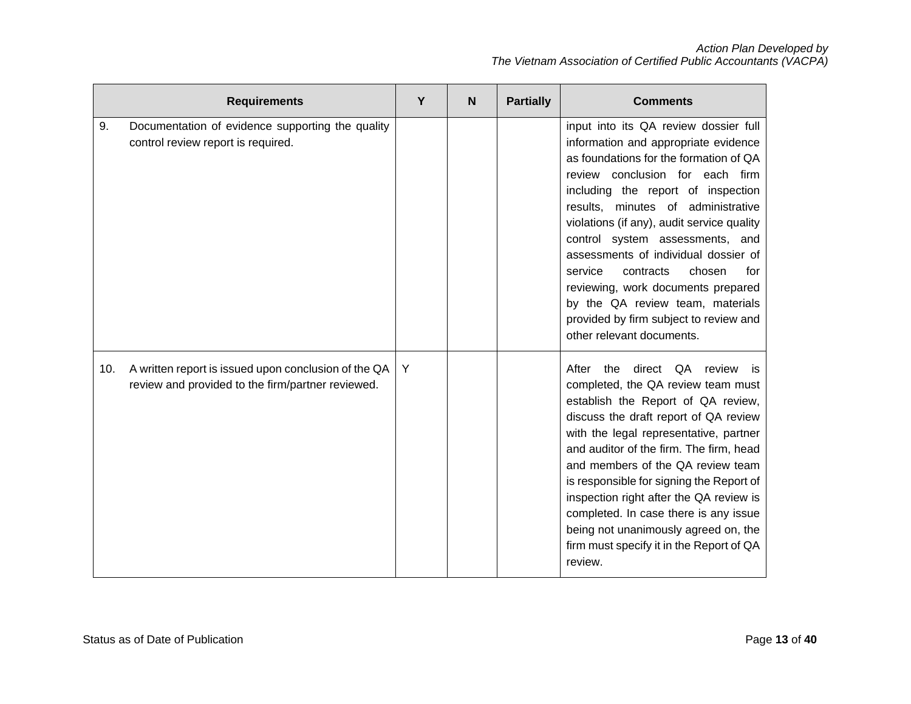| Requirements | Y | N | Partially | Comments |
|---|---|---|---|---|
| 9. Documentation of evidence supporting the quality control review report is required. | | | | input into its QA review dossier full information and appropriate evidence as foundations for the formation of QA review conclusion for each firm including the report of inspection results, minutes of administrative violations (if any), audit service quality control system assessments, and assessments of individual dossier of service contracts chosen for reviewing, work documents prepared by the QA review team, materials provided by firm subject to review and other relevant documents. |
| 10. A written report is issued upon conclusion of the QA review and provided to the firm/partner reviewed. | Y | | | After the direct QA review is completed, the QA review team must establish the Report of QA review, discuss the draft report of QA review with the legal representative, partner and auditor of the firm. The firm, head and members of the QA review team is responsible for signing the Report of inspection right after the QA review is completed. In case there is any issue being not unanimously agreed on, the firm must specify it in the Report of QA review. |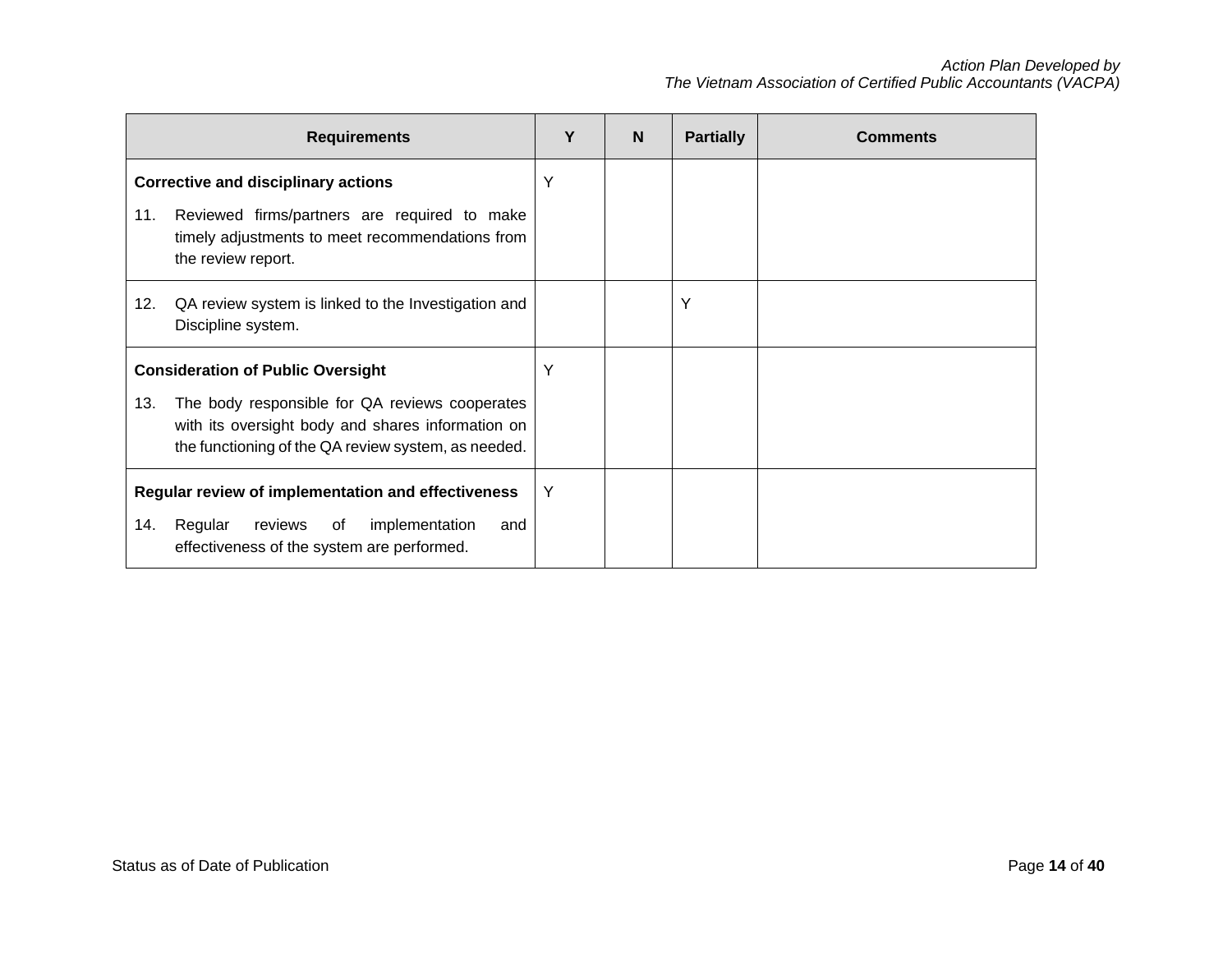| Requirements | Y | N | Partially | Comments |
|---|---|---|---|---|
| **Corrective and disciplinary actions**<br>11. Reviewed firms/partners are required to make timely adjustments to meet recommendations from the review report. | Y | | | |
| 12. QA review system is linked to the Investigation and Discipline system. | | | Y | |
| **Consideration of Public Oversight**<br>13. The body responsible for QA reviews cooperates with its oversight body and shares information on the functioning of the QA review system, as needed. | Y | | | |
| **Regular review of implementation and effectiveness**<br>14. Regular reviews of implementation and effectiveness of the system are performed. | Y | | | |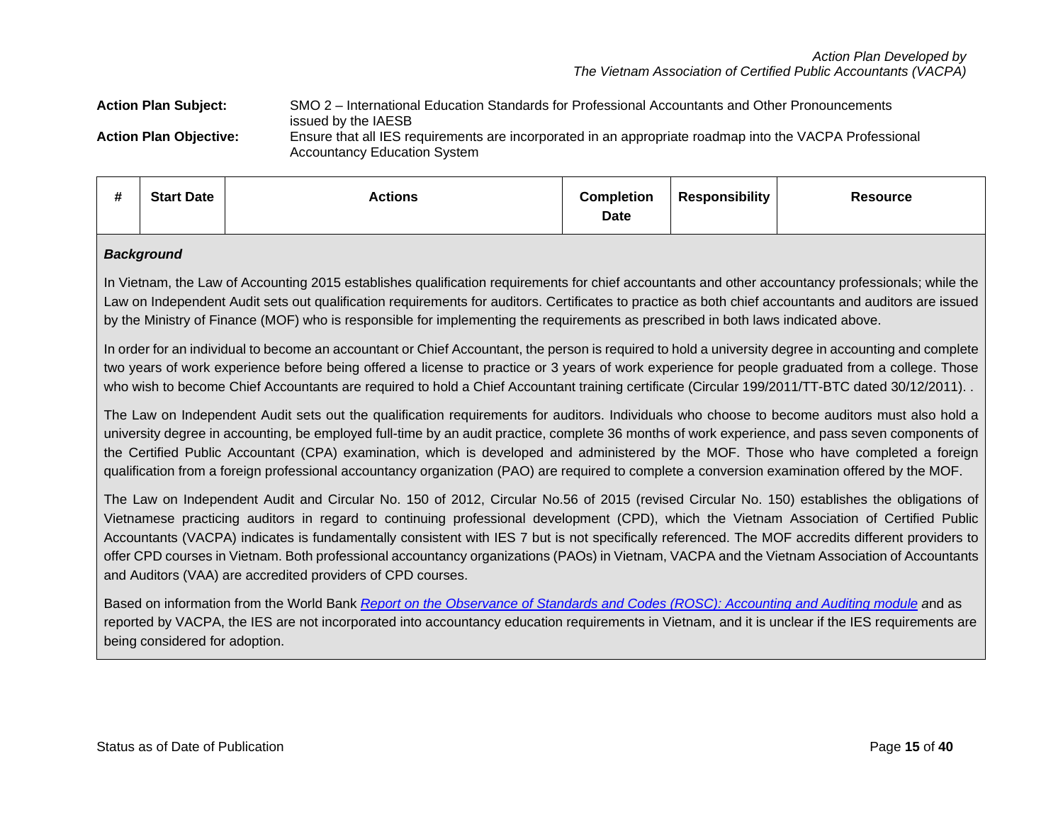**Action Plan Subject:** SMO 2 – International Education Standards for Professional Accountants and Other Pronouncements issued by the IAESB

**Action Plan Objective:** Ensure that all IES requirements are incorporated in an appropriate roadmap into the VACPA Professional Accountancy Education System

| # | Start Date | Actions | Completion Date | Responsibility | Resource |
|---|---|---|---|---|---|

***Background***

In Vietnam, the Law of Accounting 2015 establishes qualification requirements for chief accountants and other accountancy professionals; while the Law on Independent Audit sets out qualification requirements for auditors. Certificates to practice as both chief accountants and auditors are issued by the Ministry of Finance (MOF) who is responsible for implementing the requirements as prescribed in both laws indicated above.

In order for an individual to become an accountant or Chief Accountant, the person is required to hold a university degree in accounting and complete two years of work experience before being offered a license to practice or 3 years of work experience for people graduated from a college. Those who wish to become Chief Accountants are required to hold a Chief Accountant training certificate (Circular 199/2011/TT-BTC dated 30/12/2011). .

The Law on Independent Audit sets out the qualification requirements for auditors. Individuals who choose to become auditors must also hold a university degree in accounting, be employed full-time by an audit practice, complete 36 months of work experience, and pass seven components of the Certified Public Accountant (CPA) examination, which is developed and administered by the MOF. Those who have completed a foreign qualification from a foreign professional accountancy organization (PAO) are required to complete a conversion examination offered by the MOF.

The Law on Independent Audit and Circular No. 150 of 2012, Circular No.56 of 2015 (revised Circular No. 150) establishes the obligations of Vietnamese practicing auditors in regard to continuing professional development (CPD), which the Vietnam Association of Certified Public Accountants (VACPA) indicates is fundamentally consistent with IES 7 but is not specifically referenced. The MOF accredits different providers to offer CPD courses in Vietnam. Both professional accountancy organizations (PAOs) in Vietnam, VACPA and the Vietnam Association of Accountants and Auditors (VAA) are accredited providers of CPD courses.

Based on information from the World Bank *Report on the Observance of Standards and Codes (ROSC): Accounting and Auditing module* and as reported by VACPA, the IES are not incorporated into accountancy education requirements in Vietnam, and it is unclear if the IES requirements are being considered for adoption.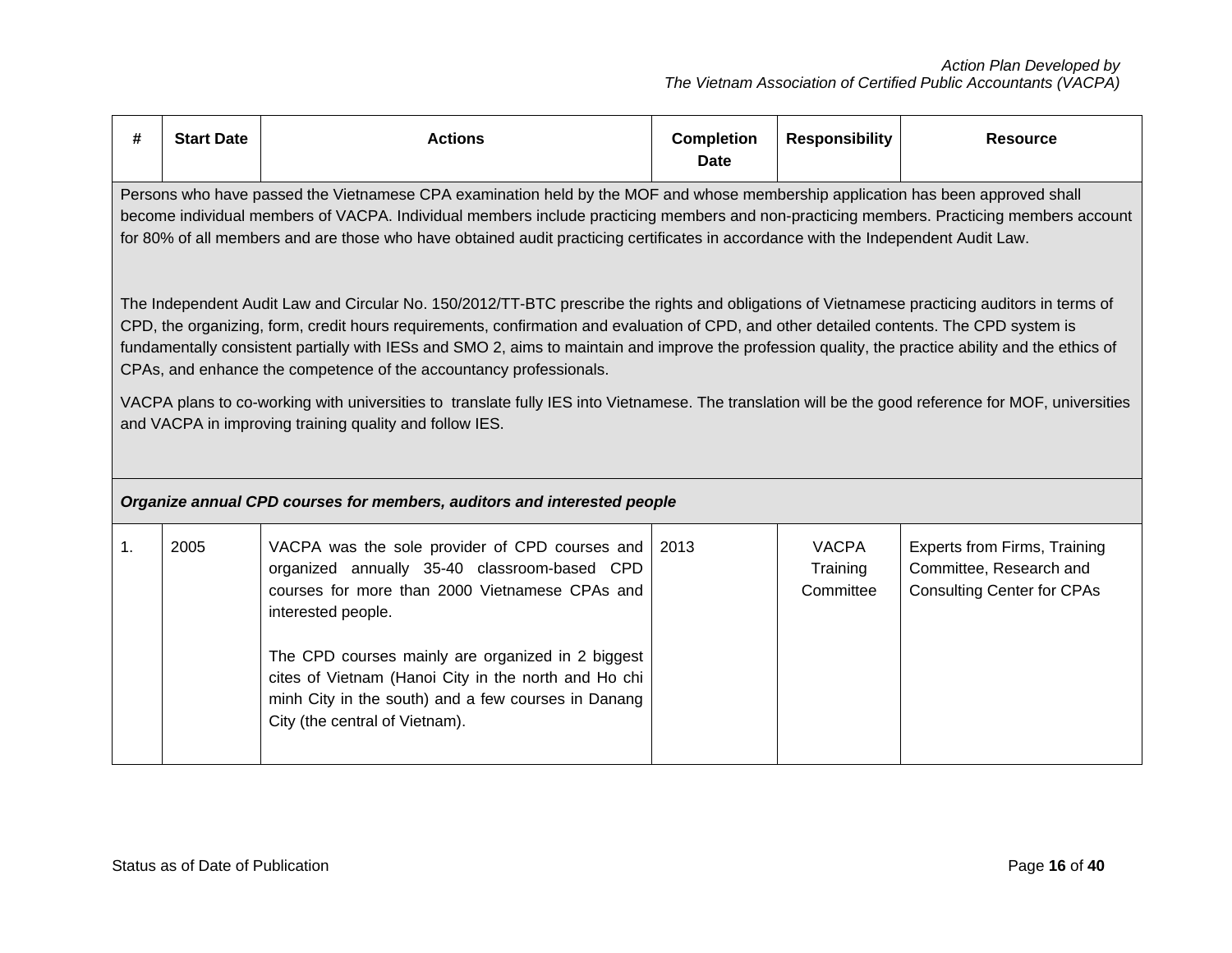| # | Start Date | Actions | Completion Date | Responsibility | Resource |
|---|---|---|---|---|---|
| Persons who have passed the Vietnamese CPA examination held by the MOF and whose membership application has been approved shall become individual members of VACPA. Individual members include practicing members and non-practicing members. Practicing members account for 80% of all members and are those who have obtained audit practicing certificates in accordance with the Independent Audit Law.<br><br>The Independent Audit Law and Circular No. 150/2012/TT-BTC prescribe the rights and obligations of Vietnamese practicing auditors in terms of CPD, the organizing, form, credit hours requirements, confirmation and evaluation of CPD, and other detailed contents. The CPD system is fundamentally consistent partially with IESs and SMO 2, aims to maintain and improve the profession quality, the practice ability and the ethics of CPAs, and enhance the competence of the accountancy professionals.<br><br>VACPA plans to co-working with universities to translate fully IES into Vietnamese. The translation will be the good reference for MOF, universities and VACPA in improving training quality and follow IES. | | | | | |
| ***Organize annual CPD courses for members, auditors and interested people*** | | | | | |
| 1. | 2005 | VACPA was the sole provider of CPD courses and organized annually 35-40 classroom-based CPD courses for more than 2000 Vietnamese CPAs and interested people.<br><br>The CPD courses mainly are organized in 2 biggest cites of Vietnam (Hanoi City in the north and Ho chi minh City in the south) and a few courses in Danang City (the central of Vietnam). | 2013 | VACPA Training Committee | Experts from Firms, Training Committee, Research and Consulting Center for CPAs |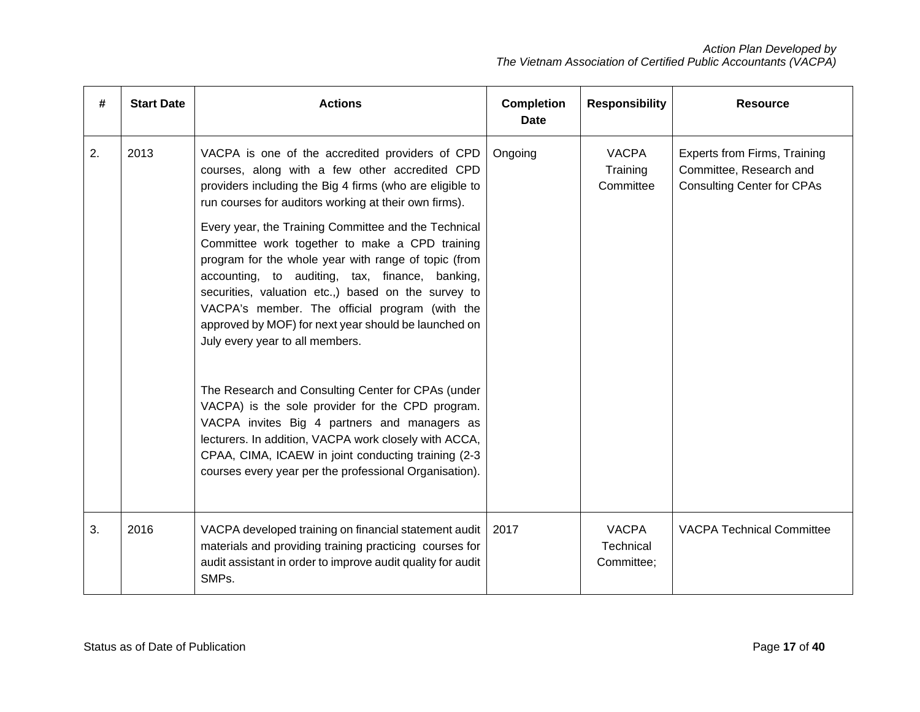| # | Start Date | Actions | Completion Date | Responsibility | Resource |
|---|---|---|---|---|---|
| 2. | 2013 | VACPA is one of the accredited providers of CPD courses, along with a few other accredited CPD providers including the Big 4 firms (who are eligible to run courses for auditors working at their own firms).<br><br>Every year, the Training Committee and the Technical Committee work together to make a CPD training program for the whole year with range of topic (from accounting, to auditing, tax, finance, banking, securities, valuation etc.,) based on the survey to VACPA's member. The official program (with the approved by MOF) for next year should be launched on July every year to all members.<br><br>The Research and Consulting Center for CPAs (under VACPA) is the sole provider for the CPD program. VACPA invites Big 4 partners and managers as lecturers. In addition, VACPA work closely with ACCA, CPAA, CIMA, ICAEW in joint conducting training (2-3 courses every year per the professional Organisation). | Ongoing | VACPA Training Committee | Experts from Firms, Training Committee, Research and Consulting Center for CPAs |
| 3. | 2016 | VACPA developed training on financial statement audit materials and providing training practicing courses for audit assistant in order to improve audit quality for audit SMPs. | 2017 | VACPA Technical Committee; | VACPA Technical Committee |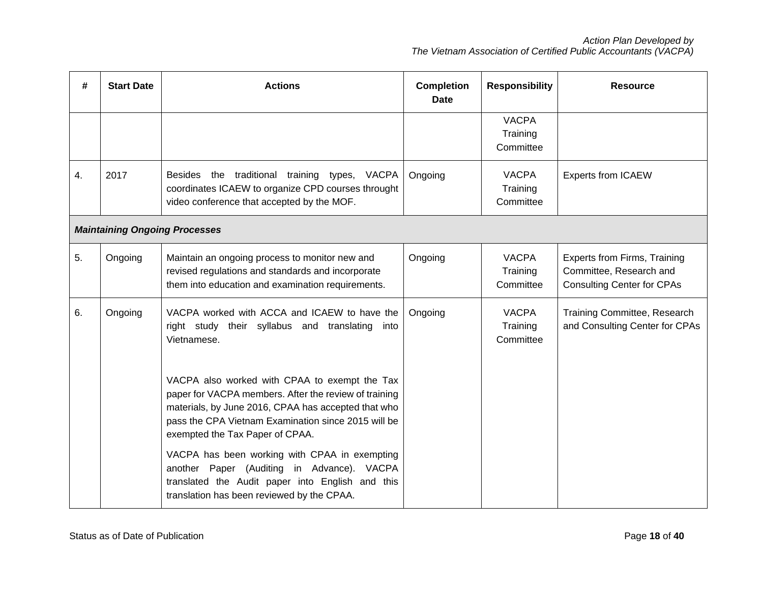| # | Start Date | Actions | Completion Date | Responsibility | Resource |
|---|---|---|---|---|---|
| | | | | VACPA Training Committee | |
| 4. | 2017 | Besides the traditional training types, VACPA coordinates ICAEW to organize CPD courses throught video conference that accepted by the MOF. | Ongoing | VACPA Training Committee | Experts from ICAEW |
| ***Maintaining Ongoing Processes*** | | | | | |
| 5. | Ongoing | Maintain an ongoing process to monitor new and revised regulations and standards and incorporate them into education and examination requirements. | Ongoing | VACPA Training Committee | Experts from Firms, Training Committee, Research and Consulting Center for CPAs |
| 6. | Ongoing | VACPA worked with ACCA and ICAEW to have the right study their syllabus and translating into Vietnamese.<br><br>VACPA also worked with CPAA to exempt the Tax paper for VACPA members. After the review of training materials, by June 2016, CPAA has accepted that who pass the CPA Vietnam Examination since 2015 will be exempted the Tax Paper of CPAA.<br><br>VACPA has been working with CPAA in exempting another Paper (Auditing in Advance). VACPA translated the Audit paper into English and this translation has been reviewed by the CPAA. | Ongoing | VACPA Training Committee | Training Committee, Research and Consulting Center for CPAs |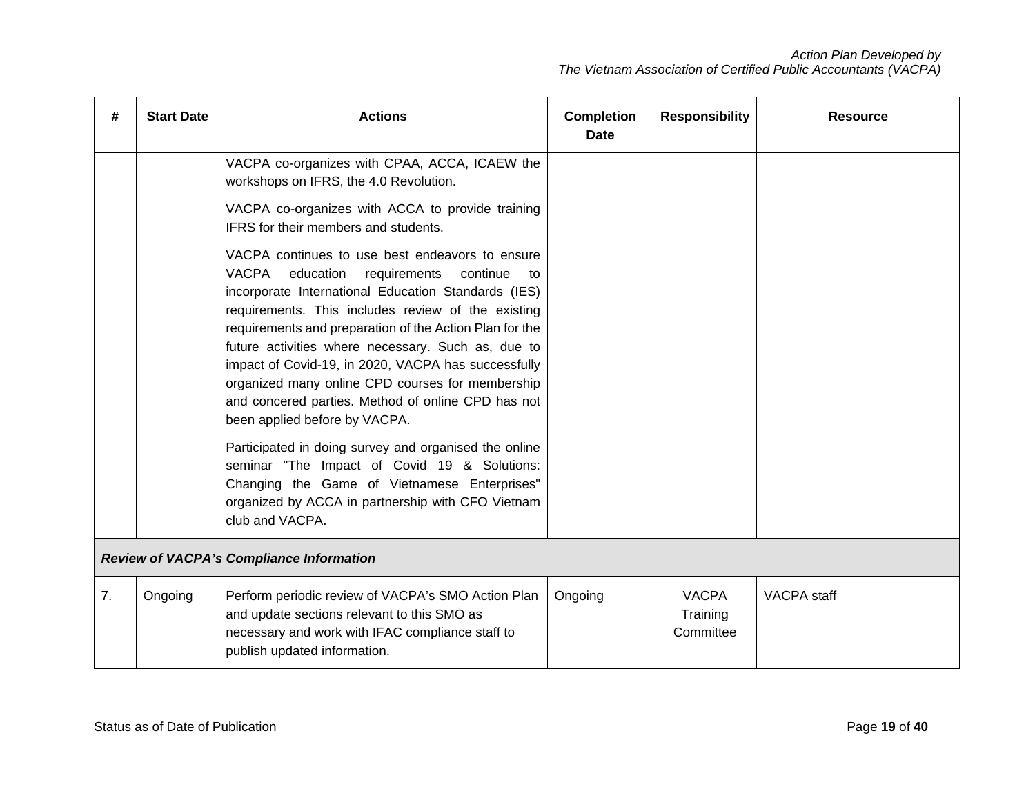| # | Start Date | Actions | Completion Date | Responsibility | Resource |
|---|---|---|---|---|---|
| | | VACPA co-organizes with CPAA, ACCA, ICAEW the workshops on IFRS, the 4.0 Revolution.<br><br>VACPA co-organizes with ACCA to provide training IFRS for their members and students.<br><br>VACPA continues to use best endeavors to ensure VACPA education requirements continue to incorporate International Education Standards (IES) requirements. This includes review of the existing requirements and preparation of the Action Plan for the future activities where necessary. Such as, due to impact of Covid-19, in 2020, VACPA has successfully organized many online CPD courses for membership and concered parties. Method of online CPD has not been applied before by VACPA.<br><br>Participated in doing survey and organised the online seminar "The Impact of Covid 19 & Solutions: Changing the Game of Vietnamese Enterprises" organized by ACCA in partnership with CFO Vietnam club and VACPA. | | | |
| ***Review of VACPA's Compliance Information*** | | | | | |
| 7. | Ongoing | Perform periodic review of VACPA's SMO Action Plan and update sections relevant to this SMO as necessary and work with IFAC compliance staff to publish updated information. | Ongoing | VACPA Training Committee | VACPA staff |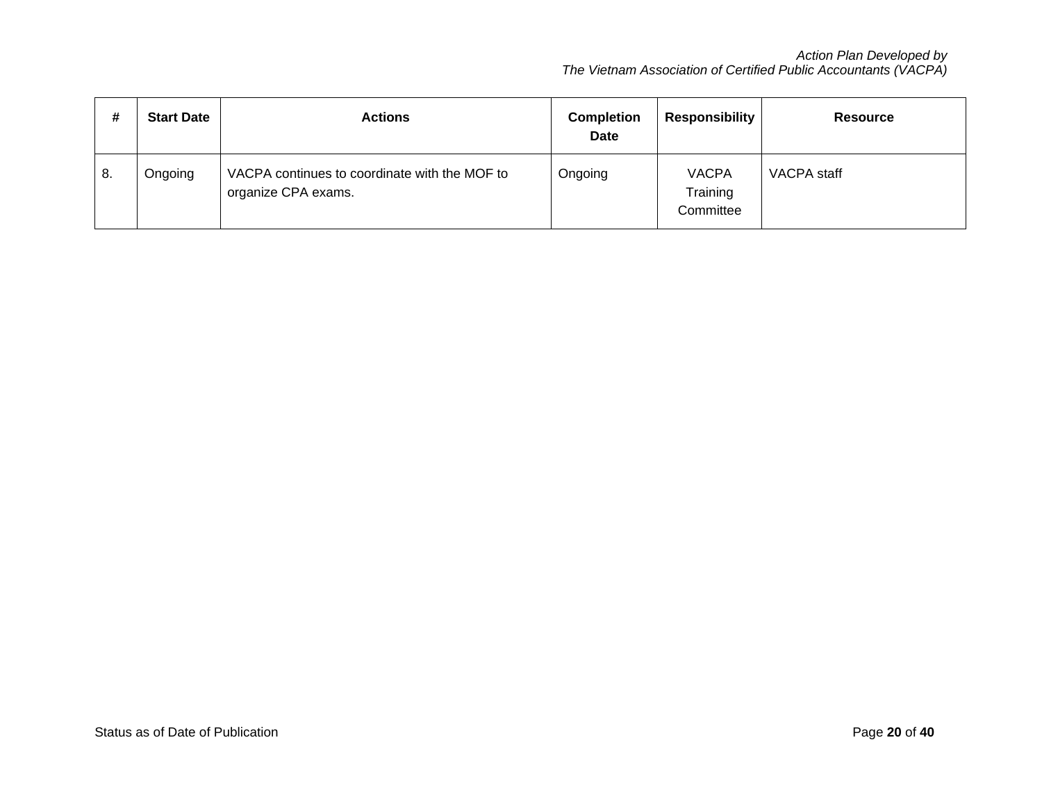| # | Start Date | Actions | Completion Date | Responsibility | Resource |
|---|---|---|---|---|---|
| 8. | Ongoing | VACPA continues to coordinate with the MOF to organize CPA exams. | Ongoing | VACPA Training Committee | VACPA staff |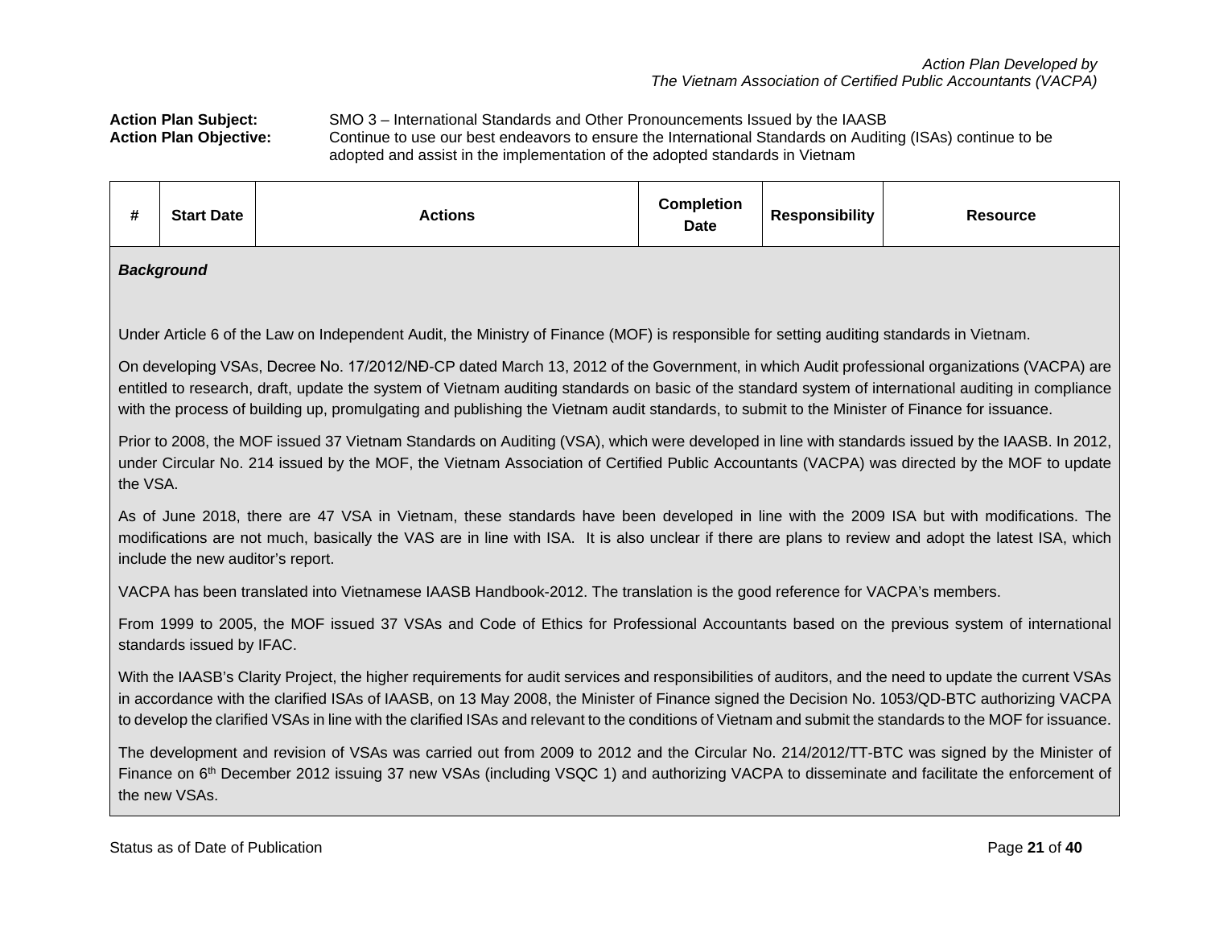*Action Plan Developed by*
*The Vietnam Association of Certified Public Accountants (VACPA)*

**Action Plan Subject:** SMO 3 – International Standards and Other Pronouncements Issued by the IAASB

**Action Plan Objective:** Continue to use our best endeavors to ensure the International Standards on Auditing (ISAs) continue to be adopted and assist in the implementation of the adopted standards in Vietnam

| # | Start Date | Actions | Completion Date | Responsibility | Resource |
|---|---|---|---|---|---|

***Background***

Under Article 6 of the Law on Independent Audit, the Ministry of Finance (MOF) is responsible for setting auditing standards in Vietnam.

On developing VSAs, Decree No. 17/2012/NĐ-CP dated March 13, 2012 of the Government, in which Audit professional organizations (VACPA) are entitled to research, draft, update the system of Vietnam auditing standards on basic of the standard system of international auditing in compliance with the process of building up, promulgating and publishing the Vietnam audit standards, to submit to the Minister of Finance for issuance.

Prior to 2008, the MOF issued 37 Vietnam Standards on Auditing (VSA), which were developed in line with standards issued by the IAASB. In 2012, under Circular No. 214 issued by the MOF, the Vietnam Association of Certified Public Accountants (VACPA) was directed by the MOF to update the VSA.

As of June 2018, there are 47 VSA in Vietnam, these standards have been developed in line with the 2009 ISA but with modifications. The modifications are not much, basically the VAS are in line with ISA. It is also unclear if there are plans to review and adopt the latest ISA, which include the new auditor's report.

VACPA has been translated into Vietnamese IAASB Handbook-2012. The translation is the good reference for VACPA's members.

From 1999 to 2005, the MOF issued 37 VSAs and Code of Ethics for Professional Accountants based on the previous system of international standards issued by IFAC.

With the IAASB's Clarity Project, the higher requirements for audit services and responsibilities of auditors, and the need to update the current VSAs in accordance with the clarified ISAs of IAASB, on 13 May 2008, the Minister of Finance signed the Decision No. 1053/QD-BTC authorizing VACPA to develop the clarified VSAs in line with the clarified ISAs and relevant to the conditions of Vietnam and submit the standards to the MOF for issuance.

The development and revision of VSAs was carried out from 2009 to 2012 and the Circular No. 214/2012/TT-BTC was signed by the Minister of Finance on 6th December 2012 issuing 37 new VSAs (including VSQC 1) and authorizing VACPA to disseminate and facilitate the enforcement of the new VSAs.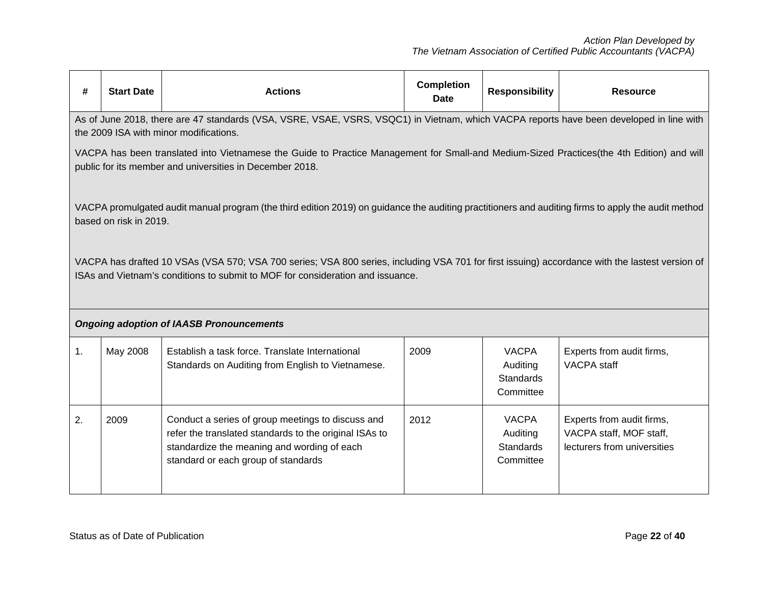| # | Start Date | Actions | Completion Date | Responsibility | Resource |
|---|---|---|---|---|---|
| As of June 2018, there are 47 standards (VSA, VSRE, VSAE, VSRS, VSQC1) in Vietnam, which VACPA reports have been developed in line with the 2009 ISA with minor modifications.<br><br>VACPA has been translated into Vietnamese the Guide to Practice Management for Small-and Medium-Sized Practices(the 4th Edition) and will public for its member and universities in December 2018.<br><br>VACPA promulgated audit manual program (the third edition 2019) on guidance the auditing practitioners and auditing firms to apply the audit method based on risk in 2019.<br><br>VACPA has drafted 10 VSAs (VSA 570; VSA 700 series; VSA 800 series, including VSA 701 for first issuing) accordance with the lastest version of ISAs and Vietnam's conditions to submit to MOF for consideration and issuance. | | | | | |
| ***Ongoing adoption of IAASB Pronouncements*** | | | | | |
| 1. | May 2008 | Establish a task force. Translate International Standards on Auditing from English to Vietnamese. | 2009 | VACPA Auditing Standards Committee | Experts from audit firms, VACPA staff |
| 2. | 2009 | Conduct a series of group meetings to discuss and refer the translated standards to the original ISAs to standardize the meaning and wording of each standard or each group of standards | 2012 | VACPA Auditing Standards Committee | Experts from audit firms, VACPA staff, MOF staff, lecturers from universities |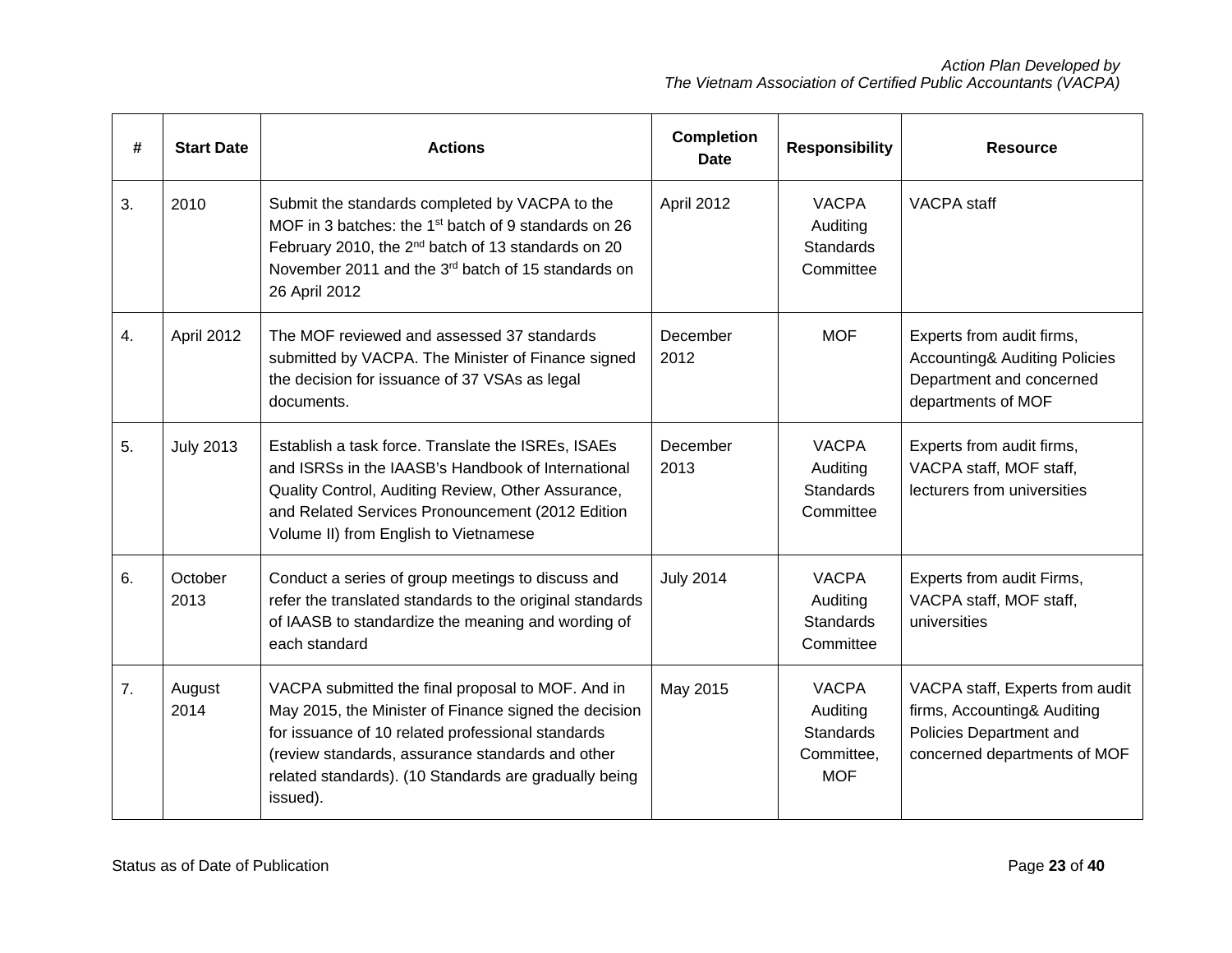| # | Start Date | Actions | Completion Date | Responsibility | Resource |
|---|---|---|---|---|---|
| 3. | 2010 | Submit the standards completed by VACPA to the MOF in 3 batches: the 1st batch of 9 standards on 26 February 2010, the 2nd batch of 13 standards on 20 November 2011 and the 3rd batch of 15 standards on 26 April 2012 | April 2012 | VACPA Auditing Standards Committee | VACPA staff |
| 4. | April 2012 | The MOF reviewed and assessed 37 standards submitted by VACPA. The Minister of Finance signed the decision for issuance of 37 VSAs as legal documents. | December 2012 | MOF | Experts from audit firms, Accounting& Auditing Policies Department and concerned departments of MOF |
| 5. | July 2013 | Establish a task force. Translate the ISREs, ISAEs and ISRSs in the IAASB's Handbook of International Quality Control, Auditing Review, Other Assurance, and Related Services Pronouncement (2012 Edition Volume II) from English to Vietnamese | December 2013 | VACPA Auditing Standards Committee | Experts from audit firms, VACPA staff, MOF staff, lecturers from universities |
| 6. | October 2013 | Conduct a series of group meetings to discuss and refer the translated standards to the original standards of IAASB to standardize the meaning and wording of each standard | July 2014 | VACPA Auditing Standards Committee | Experts from audit Firms, VACPA staff, MOF staff, universities |
| 7. | August 2014 | VACPA submitted the final proposal to MOF. And in May 2015, the Minister of Finance signed the decision for issuance of 10 related professional standards (review standards, assurance standards and other related standards). (10 Standards are gradually being issued). | May 2015 | VACPA Auditing Standards Committee, MOF | VACPA staff, Experts from audit firms, Accounting& Auditing Policies Department and concerned departments of MOF |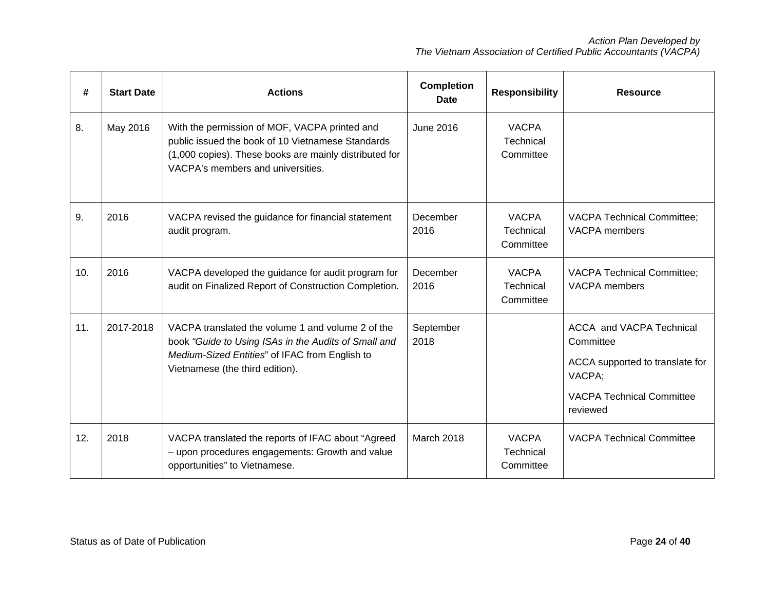| # | Start Date | Actions | Completion Date | Responsibility | Resource |
|---|---|---|---|---|---|
| 8. | May 2016 | With the permission of MOF, VACPA printed and public issued the book of 10 Vietnamese Standards (1,000 copies). These books are mainly distributed for VACPA's members and universities. | June 2016 | VACPA Technical Committee | |
| 9. | 2016 | VACPA revised the guidance for financial statement audit program. | December 2016 | VACPA Technical Committee | VACPA Technical Committee; VACPA members |
| 10. | 2016 | VACPA developed the guidance for audit program for audit on Finalized Report of Construction Completion. | December 2016 | VACPA Technical Committee | VACPA Technical Committee; VACPA members |
| 11. | 2017-2018 | VACPA translated the volume 1 and volume 2 of the book *"Guide to Using ISAs in the Audits of Small and Medium-Sized Entities*" of IFAC from English to Vietnamese (the third edition). | September 2018 | | ACCA and VACPA Technical Committee<br>ACCA supported to translate for VACPA;<br>VACPA Technical Committee reviewed |
| 12. | 2018 | VACPA translated the reports of IFAC about "Agreed – upon procedures engagements: Growth and value opportunities" to Vietnamese. | March 2018 | VACPA Technical Committee | VACPA Technical Committee |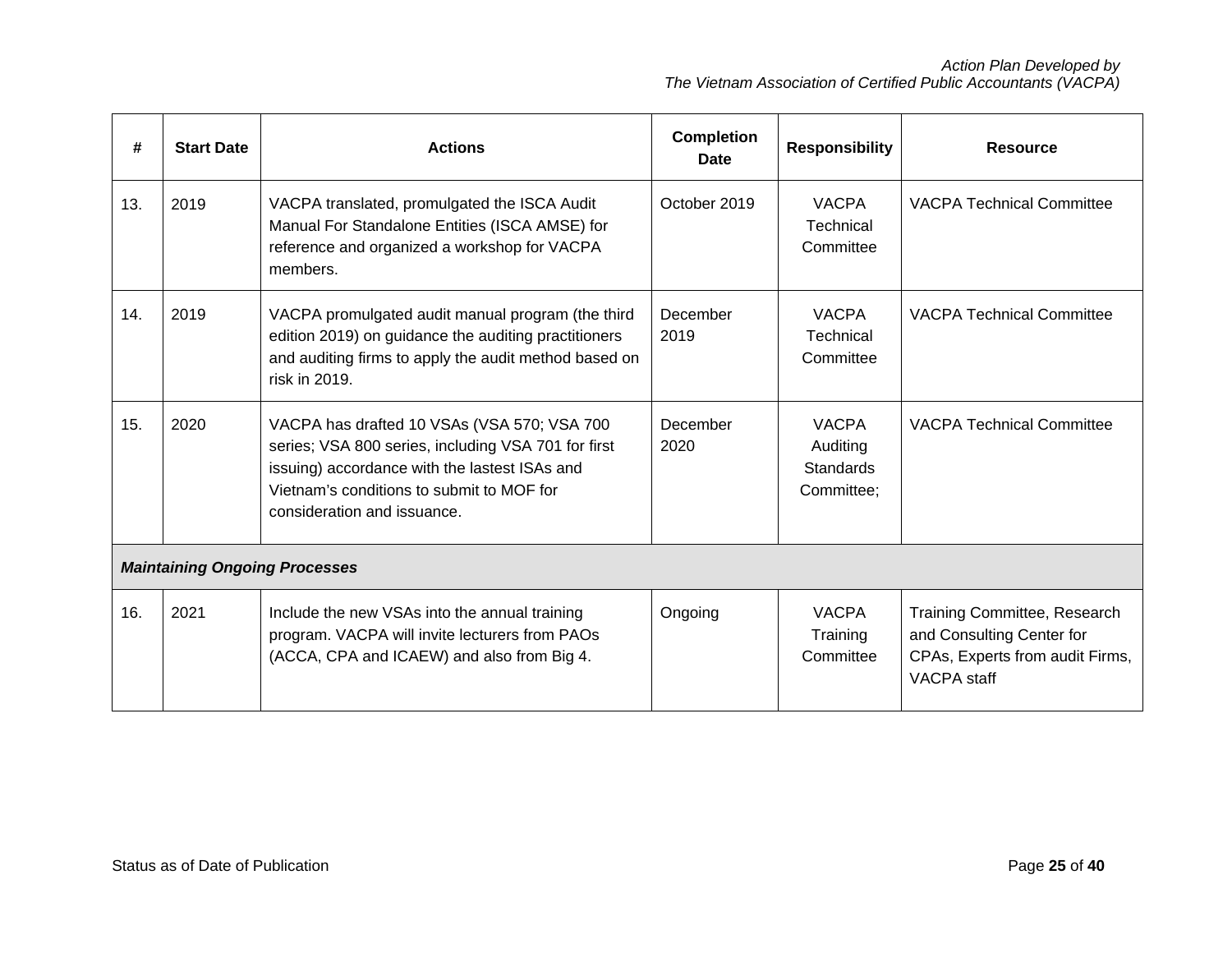| # | Start Date | Actions | Completion Date | Responsibility | Resource |
|---|---|---|---|---|---|
| 13. | 2019 | VACPA translated, promulgated the ISCA Audit Manual For Standalone Entities (ISCA AMSE) for reference and organized a workshop for VACPA members. | October 2019 | VACPA Technical Committee | VACPA Technical Committee |
| 14. | 2019 | VACPA promulgated audit manual program (the third edition 2019) on guidance the auditing practitioners and auditing firms to apply the audit method based on risk in 2019. | December 2019 | VACPA Technical Committee | VACPA Technical Committee |
| 15. | 2020 | VACPA has drafted 10 VSAs (VSA 570; VSA 700 series; VSA 800 series, including VSA 701 for first issuing) accordance with the lastest ISAs and Vietnam's conditions to submit to MOF for consideration and issuance. | December 2020 | VACPA Auditing Standards Committee; | VACPA Technical Committee |
| ***Maintaining Ongoing Processes*** | | | | | |
| 16. | 2021 | Include the new VSAs into the annual training program. VACPA will invite lecturers from PAOs (ACCA, CPA and ICAEW) and also from Big 4. | Ongoing | VACPA Training Committee | Training Committee, Research and Consulting Center for CPAs, Experts from audit Firms, VACPA staff |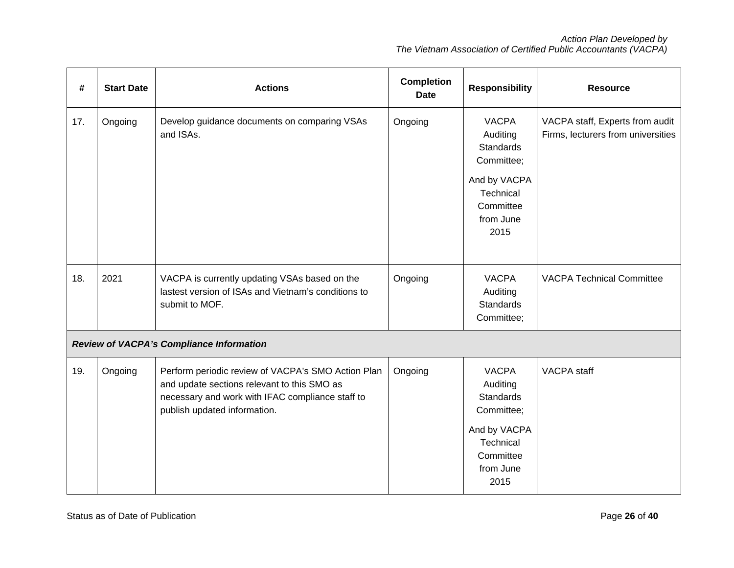| # | Start Date | Actions | Completion Date | Responsibility | Resource |
|---|---|---|---|---|---|
| 17. | Ongoing | Develop guidance documents on comparing VSAs and ISAs. | Ongoing | VACPA Auditing Standards Committee; And by VACPA Technical Committee from June 2015 | VACPA staff, Experts from audit Firms, lecturers from universities |
| 18. | 2021 | VACPA is currently updating VSAs based on the lastest version of ISAs and Vietnam's conditions to submit to MOF. | Ongoing | VACPA Auditing Standards Committee; | VACPA Technical Committee |
| ***Review of VACPA's Compliance Information*** | | | | | |
| 19. | Ongoing | Perform periodic review of VACPA's SMO Action Plan and update sections relevant to this SMO as necessary and work with IFAC compliance staff to publish updated information. | Ongoing | VACPA Auditing Standards Committee; And by VACPA Technical Committee from June 2015 | VACPA staff |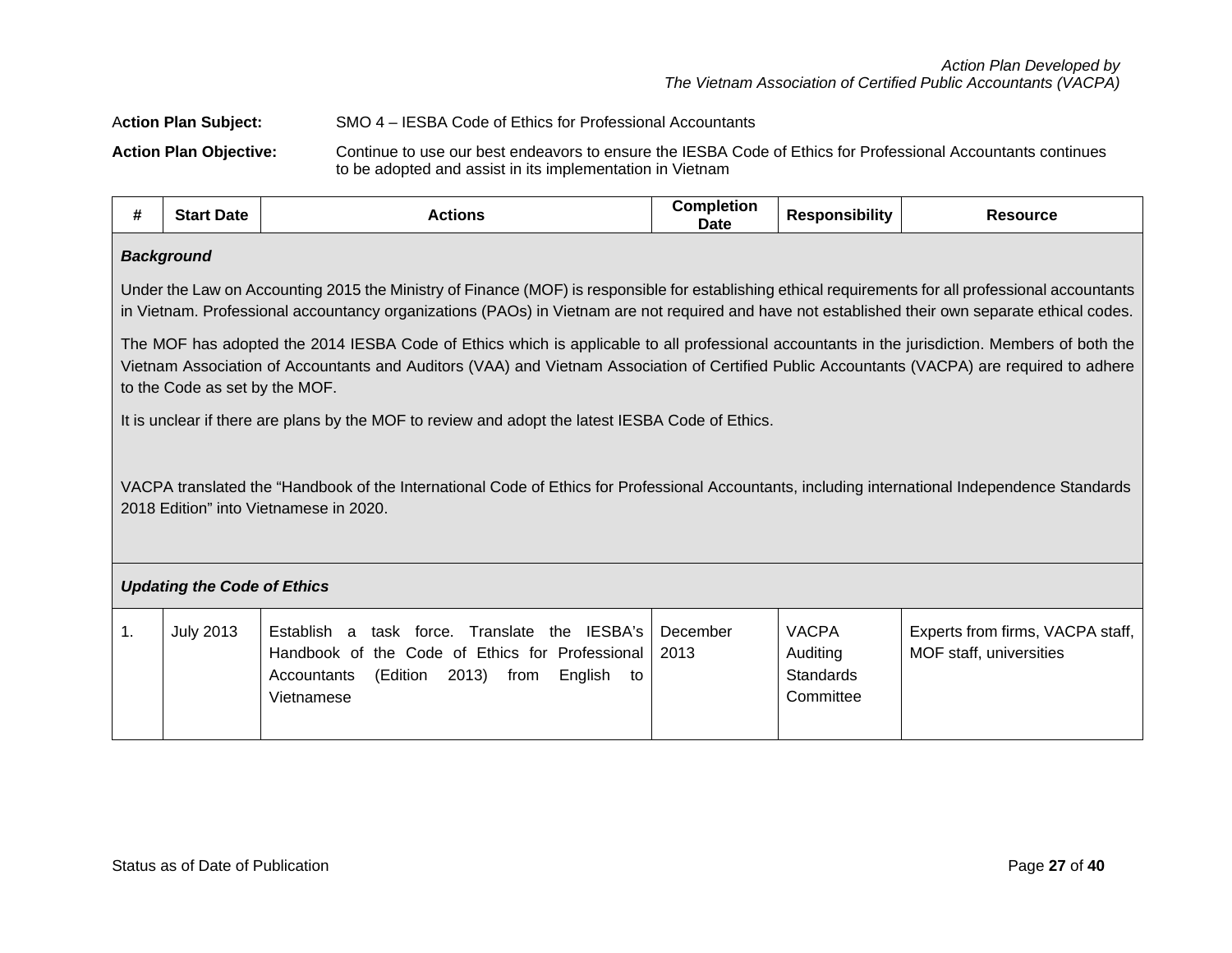**Action Plan Subject:** SMO 4 – IESBA Code of Ethics for Professional Accountants

**Action Plan Objective:** Continue to use our best endeavors to ensure the IESBA Code of Ethics for Professional Accountants continues to be adopted and assist in its implementation in Vietnam

| # | Start Date | Actions | Completion Date | Responsibility | Resource |
|---|---|---|---|---|---|
| ***Background*** | | | | | |
| Under the Law on Accounting 2015 the Ministry of Finance (MOF) is responsible for establishing ethical requirements for all professional accountants in Vietnam. Professional accountancy organizations (PAOs) in Vietnam are not required and have not established their own separate ethical codes. The MOF has adopted the 2014 IESBA Code of Ethics which is applicable to all professional accountants in the jurisdiction. Members of both the Vietnam Association of Accountants and Auditors (VAA) and Vietnam Association of Certified Public Accountants (VACPA) are required to adhere to the Code as set by the MOF. It is unclear if there are plans by the MOF to review and adopt the latest IESBA Code of Ethics. VACPA translated the "Handbook of the International Code of Ethics for Professional Accountants, including international Independence Standards 2018 Edition" into Vietnamese in 2020. | | | | | |
| ***Updating the Code of Ethics*** | | | | | |
| 1. | July 2013 | Establish a task force. Translate the IESBA's Handbook of the Code of Ethics for Professional Accountants (Edition 2013) from English to Vietnamese | December 2013 | VACPA Auditing Standards Committee | Experts from firms, VACPA staff, MOF staff, universities |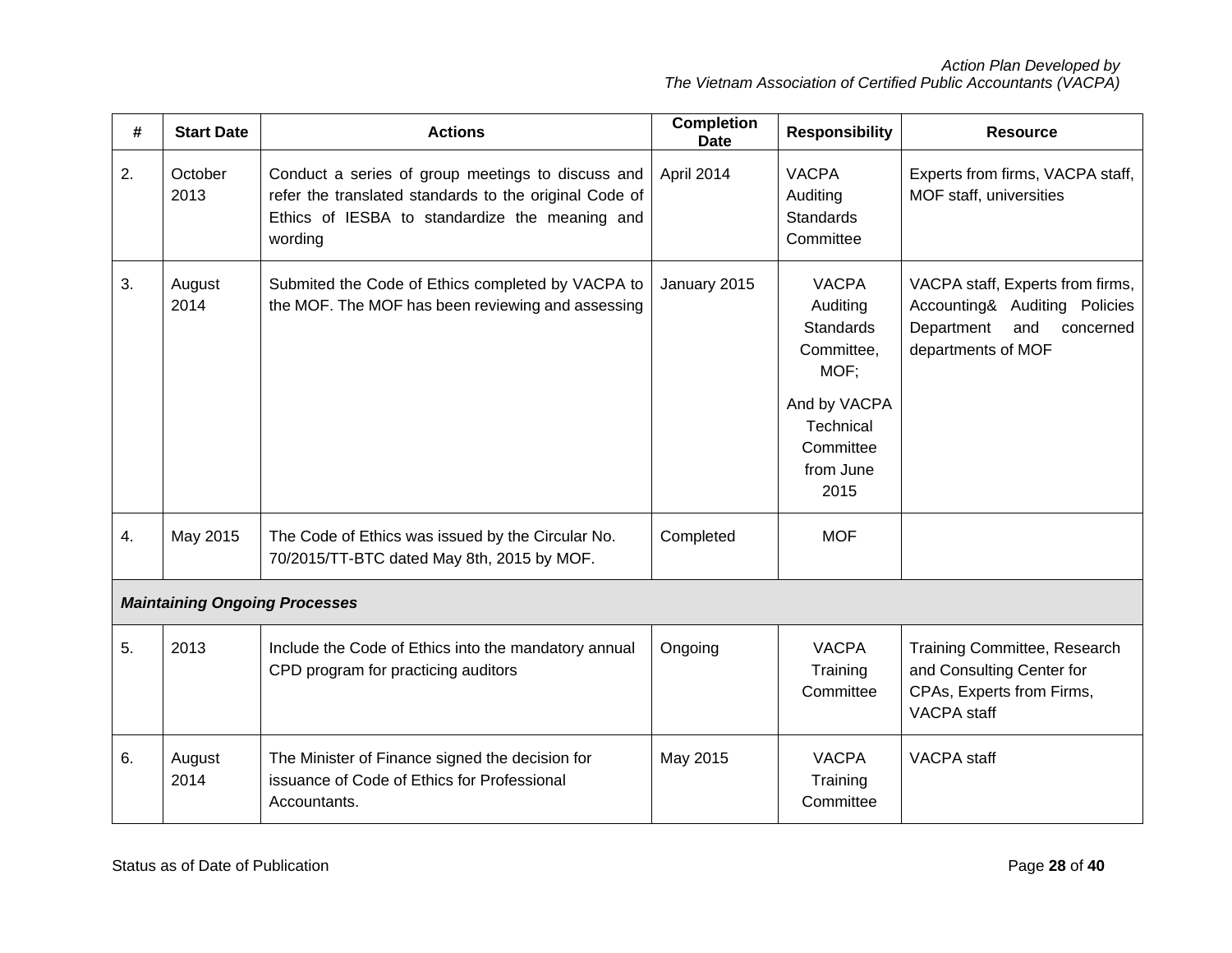| # | Start Date | Actions | Completion Date | Responsibility | Resource |
|---|---|---|---|---|---|
| 2. | October 2013 | Conduct a series of group meetings to discuss and refer the translated standards to the original Code of Ethics of IESBA to standardize the meaning and wording | April 2014 | VACPA Auditing Standards Committee | Experts from firms, VACPA staff, MOF staff, universities |
| 3. | August 2014 | Submited the Code of Ethics completed by VACPA to the MOF. The MOF has been reviewing and assessing | January 2015 | VACPA Auditing Standards Committee, MOF; And by VACPA Technical Committee from June 2015 | VACPA staff, Experts from firms, Accounting& Auditing Policies Department and concerned departments of MOF |
| 4. | May 2015 | The Code of Ethics was issued by the Circular No. 70/2015/TT-BTC dated May 8th, 2015 by MOF. | Completed | MOF | |
| ***Maintaining Ongoing Processes*** | | | | | |
| 5. | 2013 | Include the Code of Ethics into the mandatory annual CPD program for practicing auditors | Ongoing | VACPA Training Committee | Training Committee, Research and Consulting Center for CPAs, Experts from Firms, VACPA staff |
| 6. | August 2014 | The Minister of Finance signed the decision for issuance of Code of Ethics for Professional Accountants. | May 2015 | VACPA Training Committee | VACPA staff |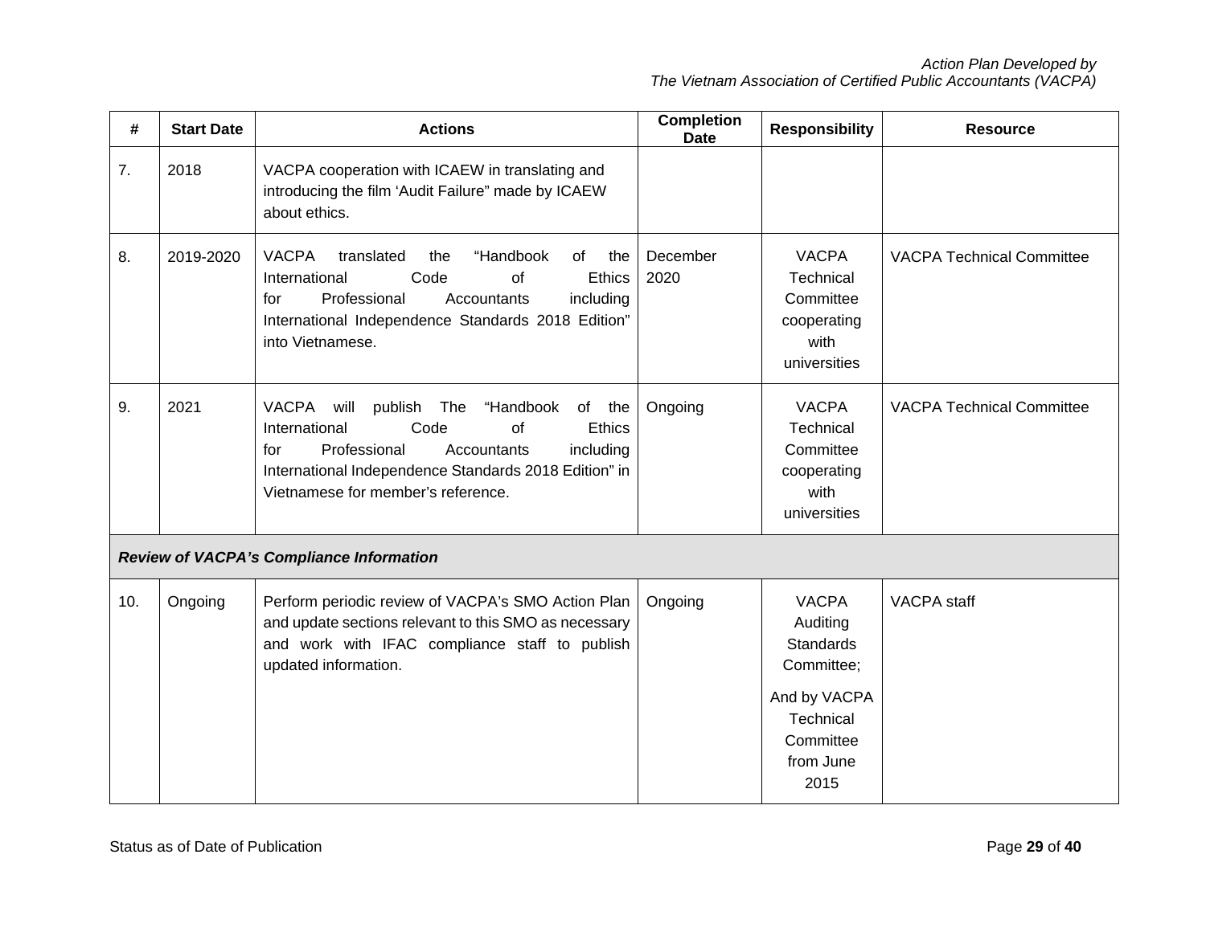| # | Start Date | Actions | Completion Date | Responsibility | Resource |
|---|---|---|---|---|---|
| 7. | 2018 | VACPA cooperation with ICAEW in translating and introducing the film 'Audit Failure" made by ICAEW about ethics. | | | |
| 8. | 2019-2020 | VACPA translated the "Handbook of the International Code of Ethics for Professional Accountants including International Independence Standards 2018 Edition" into Vietnamese. | December 2020 | VACPA Technical Committee cooperating with universities | VACPA Technical Committee |
| 9. | 2021 | VACPA will publish The "Handbook of the International Code of Ethics for Professional Accountants including International Independence Standards 2018 Edition" in Vietnamese for member's reference. | Ongoing | VACPA Technical Committee cooperating with universities | VACPA Technical Committee |
| ***Review of VACPA's Compliance Information*** | | | | | |
| 10. | Ongoing | Perform periodic review of VACPA's SMO Action Plan and update sections relevant to this SMO as necessary and work with IFAC compliance staff to publish updated information. | Ongoing | VACPA Auditing Standards Committee; And by VACPA Technical Committee from June 2015 | VACPA staff |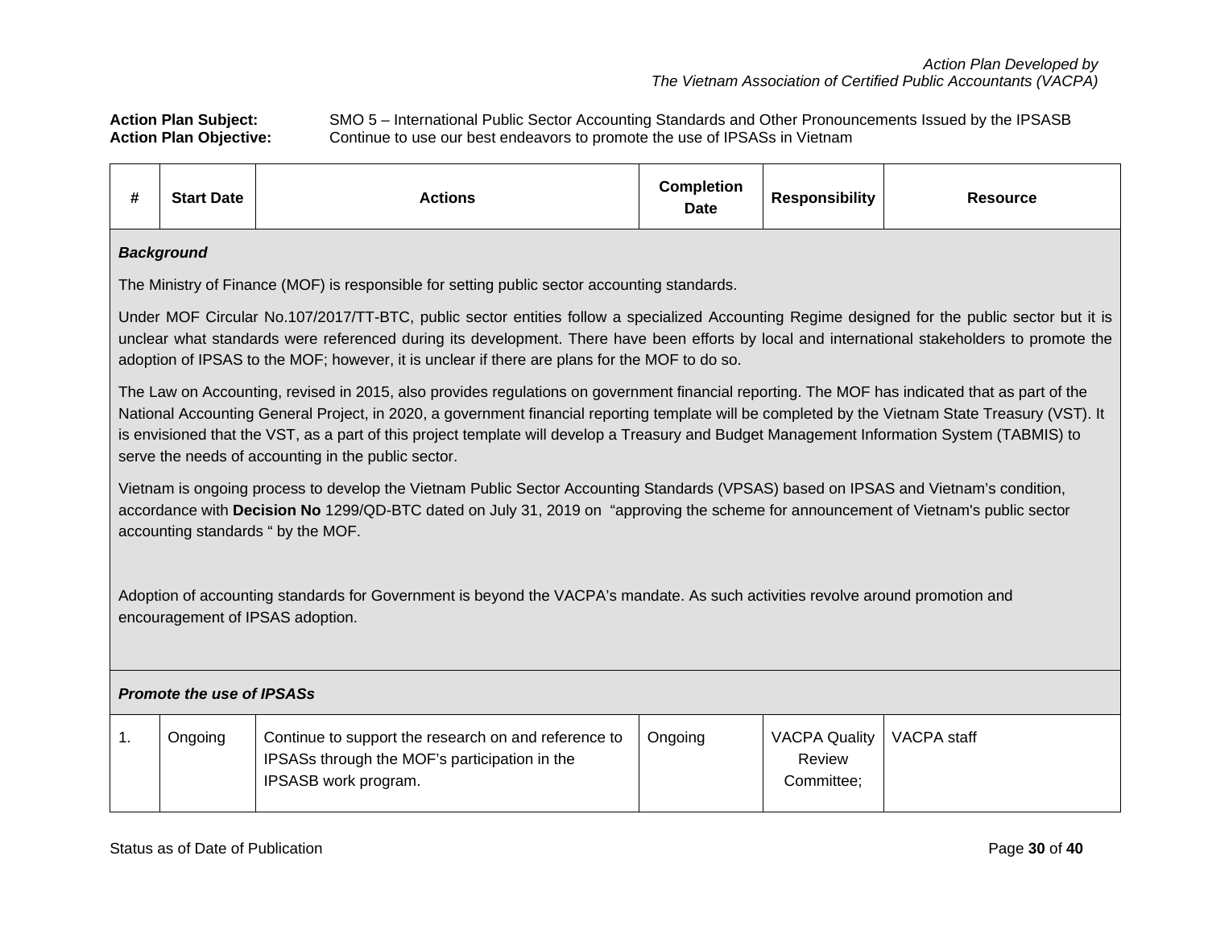*Action Plan Developed by*
*The Vietnam Association of Certified Public Accountants (VACPA)*

**Action Plan Subject:** SMO 5 – International Public Sector Accounting Standards and Other Pronouncements Issued by the IPSASB
**Action Plan Objective:** Continue to use our best endeavors to promote the use of IPSASs in Vietnam

| # | Start Date | Actions | Completion Date | Responsibility | Resource |
|---|---|---|---|---|---|
| ***Background*** | | | | | |
| The Ministry of Finance (MOF) is responsible for setting public sector accounting standards. Under MOF Circular No.107/2017/TT-BTC, public sector entities follow a specialized Accounting Regime designed for the public sector but it is unclear what standards were referenced during its development. There have been efforts by local and international stakeholders to promote the adoption of IPSAS to the MOF; however, it is unclear if there are plans for the MOF to do so. The Law on Accounting, revised in 2015, also provides regulations on government financial reporting. The MOF has indicated that as part of the National Accounting General Project, in 2020, a government financial reporting template will be completed by the Vietnam State Treasury (VST). It is envisioned that the VST, as a part of this project template will develop a Treasury and Budget Management Information System (TABMIS) to serve the needs of accounting in the public sector. Vietnam is ongoing process to develop the Vietnam Public Sector Accounting Standards (VPSAS) based on IPSAS and Vietnam's condition, accordance with **Decision No** 1299/QD-BTC dated on July 31, 2019 on "approving the scheme for announcement of Vietnam's public sector accounting standards " by the MOF. Adoption of accounting standards for Government is beyond the VACPA's mandate. As such activities revolve around promotion and encouragement of IPSAS adoption. | | | | | |
| ***Promote the use of IPSASs*** | | | | | |
| 1. | Ongoing | Continue to support the research on and reference to IPSASs through the MOF's participation in the IPSASB work program. | Ongoing | VACPA Quality Review Committee; | VACPA staff |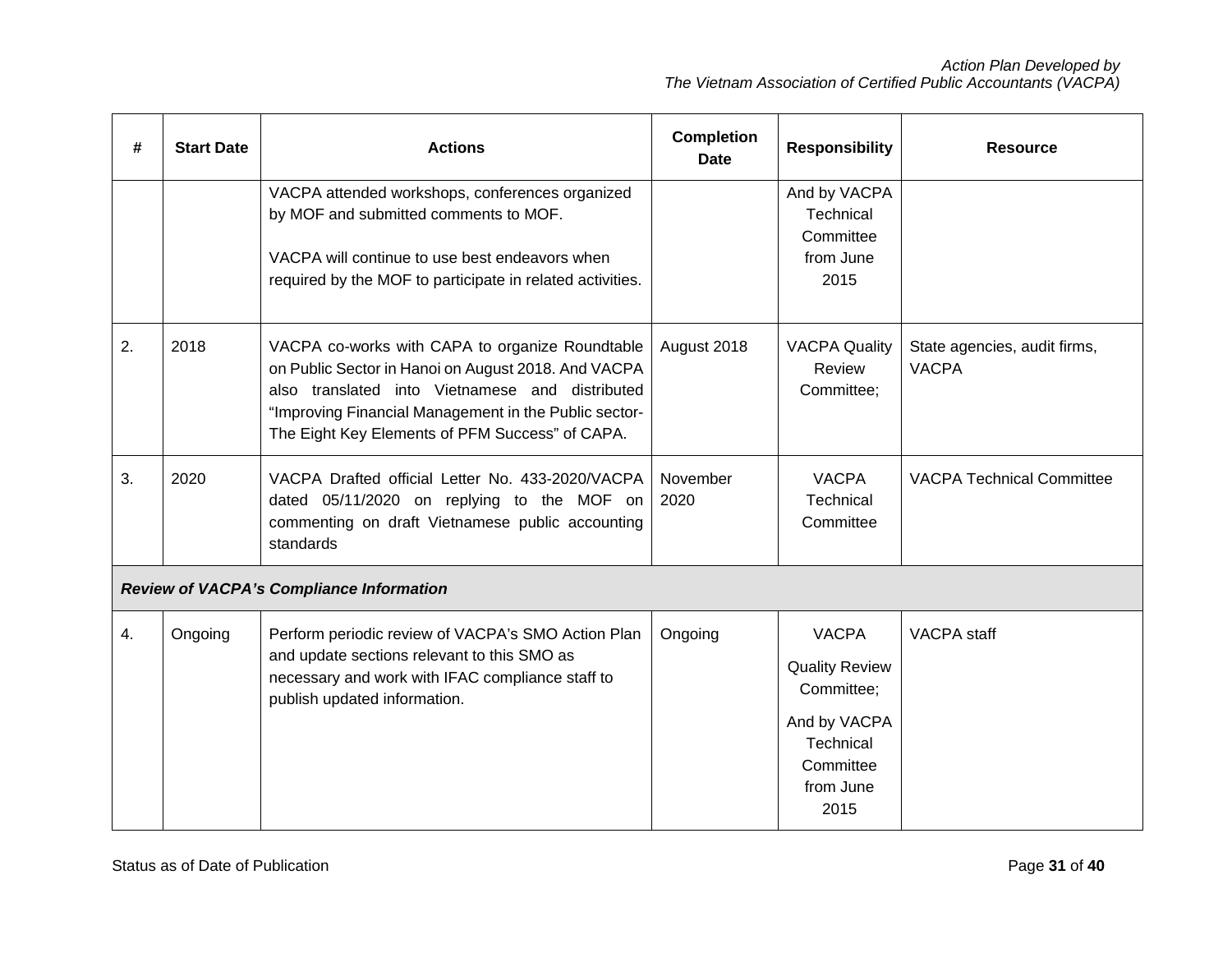| # | Start Date | Actions | Completion Date | Responsibility | Resource |
|---|---|---|---|---|---|
| | | VACPA attended workshops, conferences organized by MOF and submitted comments to MOF.<br><br>VACPA will continue to use best endeavors when required by the MOF to participate in related activities. | | And by VACPA Technical Committee from June 2015 | |
| 2. | 2018 | VACPA co-works with CAPA to organize Roundtable on Public Sector in Hanoi on August 2018. And VACPA also translated into Vietnamese and distributed "Improving Financial Management in the Public sector-The Eight Key Elements of PFM Success" of CAPA. | August 2018 | VACPA Quality Review Committee; | State agencies, audit firms, VACPA |
| 3. | 2020 | VACPA Drafted official Letter No. 433-2020/VACPA dated 05/11/2020 on replying to the MOF on commenting on draft Vietnamese public accounting standards | November 2020 | VACPA Technical Committee | VACPA Technical Committee |
| ***Review of VACPA's Compliance Information*** | | | | | |
| 4. | Ongoing | Perform periodic review of VACPA's SMO Action Plan and update sections relevant to this SMO as necessary and work with IFAC compliance staff to publish updated information. | Ongoing | VACPA<br><br>Quality Review Committee;<br><br>And by VACPA Technical Committee from June 2015 | VACPA staff |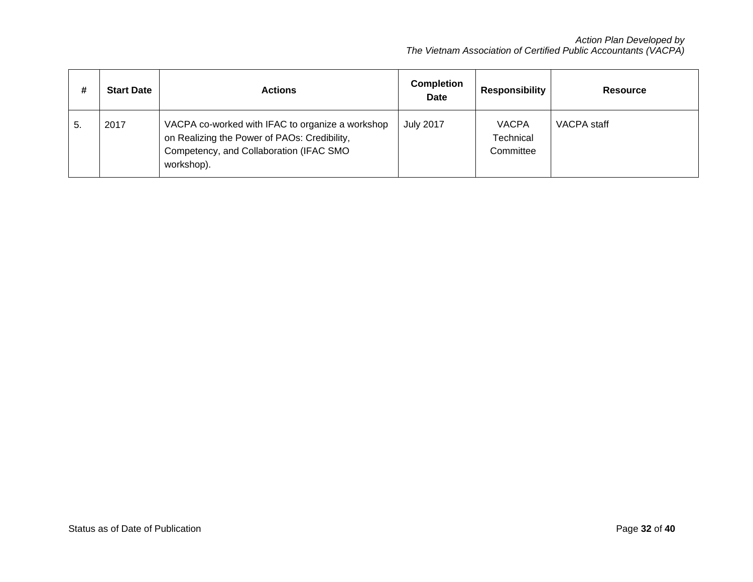| # | Start Date | Actions | Completion Date | Responsibility | Resource |
|---|---|---|---|---|---|
| 5. | 2017 | VACPA co-worked with IFAC to organize a workshop on Realizing the Power of PAOs: Credibility, Competency, and Collaboration (IFAC SMO workshop). | July 2017 | VACPA Technical Committee | VACPA staff |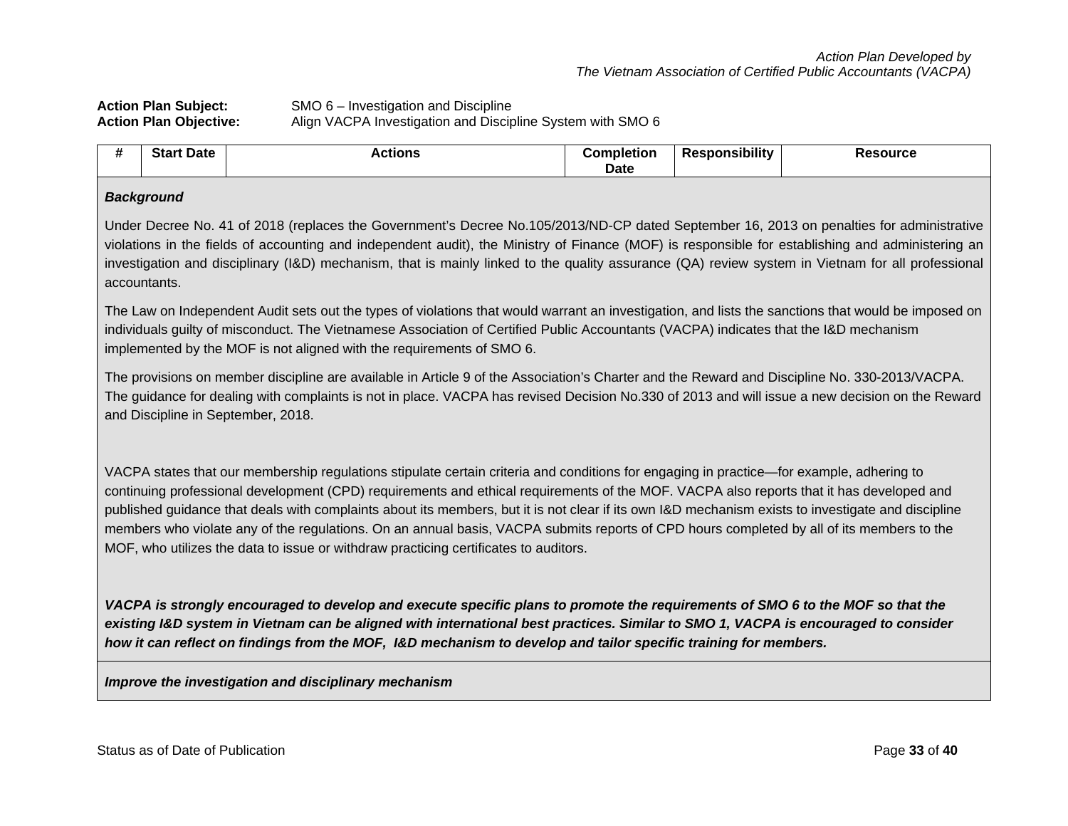**Action Plan Subject:** SMO 6 – Investigation and Discipline
**Action Plan Objective:** Align VACPA Investigation and Discipline System with SMO 6

| # | Start Date | Actions | Completion Date | Responsibility | Resource |
|---|---|---|---|---|---|

***Background***

Under Decree No. 41 of 2018 (replaces the Government's Decree No.105/2013/ND-CP dated September 16, 2013 on penalties for administrative violations in the fields of accounting and independent audit), the Ministry of Finance (MOF) is responsible for establishing and administering an investigation and disciplinary (I&D) mechanism, that is mainly linked to the quality assurance (QA) review system in Vietnam for all professional accountants.

The Law on Independent Audit sets out the types of violations that would warrant an investigation, and lists the sanctions that would be imposed on individuals guilty of misconduct. The Vietnamese Association of Certified Public Accountants (VACPA) indicates that the I&D mechanism implemented by the MOF is not aligned with the requirements of SMO 6.

The provisions on member discipline are available in Article 9 of the Association's Charter and the Reward and Discipline No. 330-2013/VACPA. The guidance for dealing with complaints is not in place. VACPA has revised Decision No.330 of 2013 and will issue a new decision on the Reward and Discipline in September, 2018.

VACPA states that our membership regulations stipulate certain criteria and conditions for engaging in practice—for example, adhering to continuing professional development (CPD) requirements and ethical requirements of the MOF. VACPA also reports that it has developed and published guidance that deals with complaints about its members, but it is not clear if its own I&D mechanism exists to investigate and discipline members who violate any of the regulations. On an annual basis, VACPA submits reports of CPD hours completed by all of its members to the MOF, who utilizes the data to issue or withdraw practicing certificates to auditors.

***VACPA is strongly encouraged to develop and execute specific plans to promote the requirements of SMO 6 to the MOF so that the existing I&D system in Vietnam can be aligned with international best practices. Similar to SMO 1, VACPA is encouraged to consider how it can reflect on findings from the MOF, I&D mechanism to develop and tailor specific training for members.***

***Improve the investigation and disciplinary mechanism***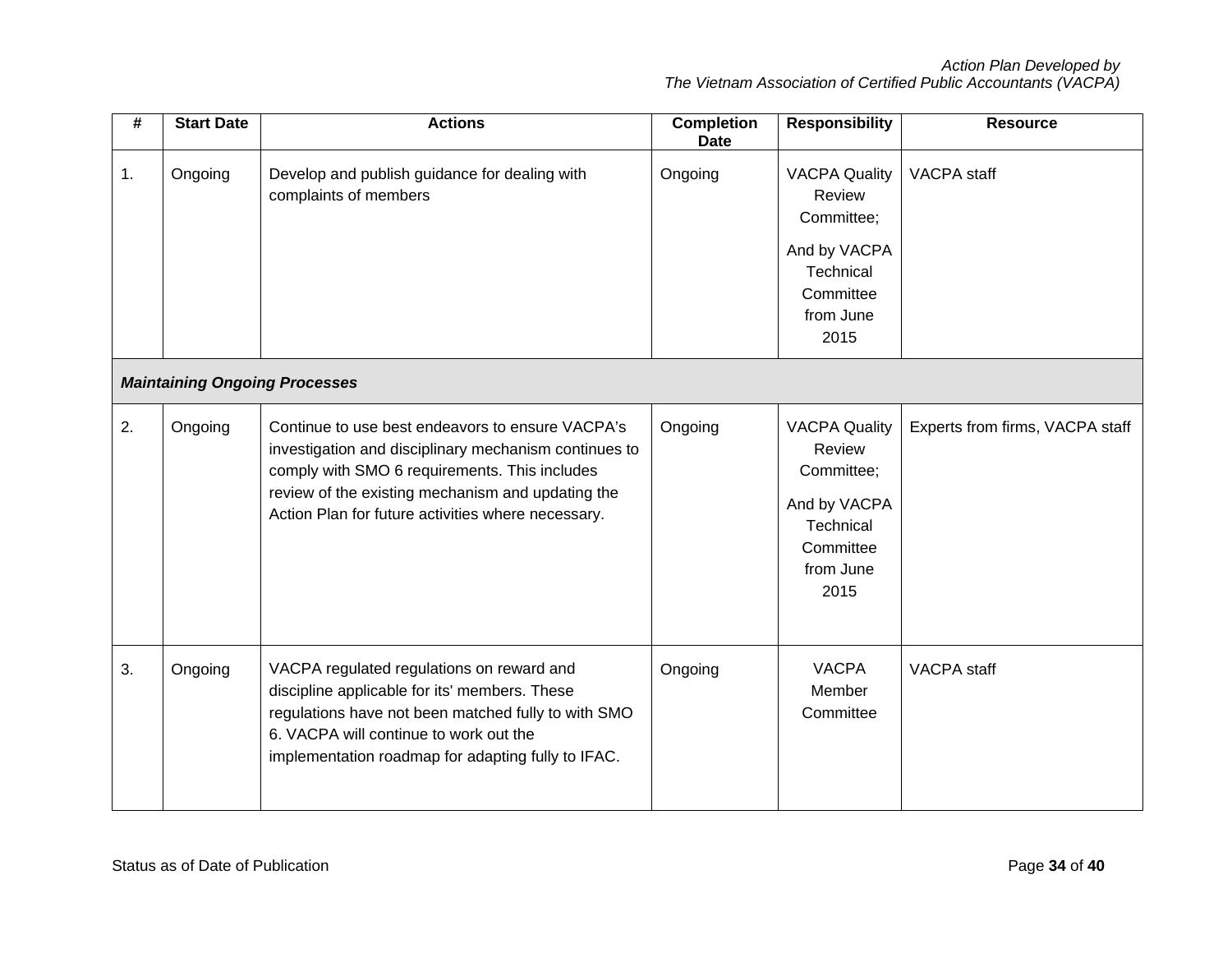| # | Start Date | Actions | Completion Date | Responsibility | Resource |
|---|---|---|---|---|---|
| 1. | Ongoing | Develop and publish guidance for dealing with complaints of members | Ongoing | VACPA Quality Review Committee;<br><br>And by VACPA Technical Committee from June 2015 | VACPA staff |
| ***Maintaining Ongoing Processes*** | | | | | |
| 2. | Ongoing | Continue to use best endeavors to ensure VACPA's investigation and disciplinary mechanism continues to comply with SMO 6 requirements. This includes review of the existing mechanism and updating the Action Plan for future activities where necessary. | Ongoing | VACPA Quality Review Committee;<br><br>And by VACPA Technical Committee from June 2015 | Experts from firms, VACPA staff |
| 3. | Ongoing | VACPA regulated regulations on reward and discipline applicable for its' members. These regulations have not been matched fully to with SMO 6. VACPA will continue to work out the implementation roadmap for adapting fully to IFAC. | Ongoing | VACPA Member Committee | VACPA staff |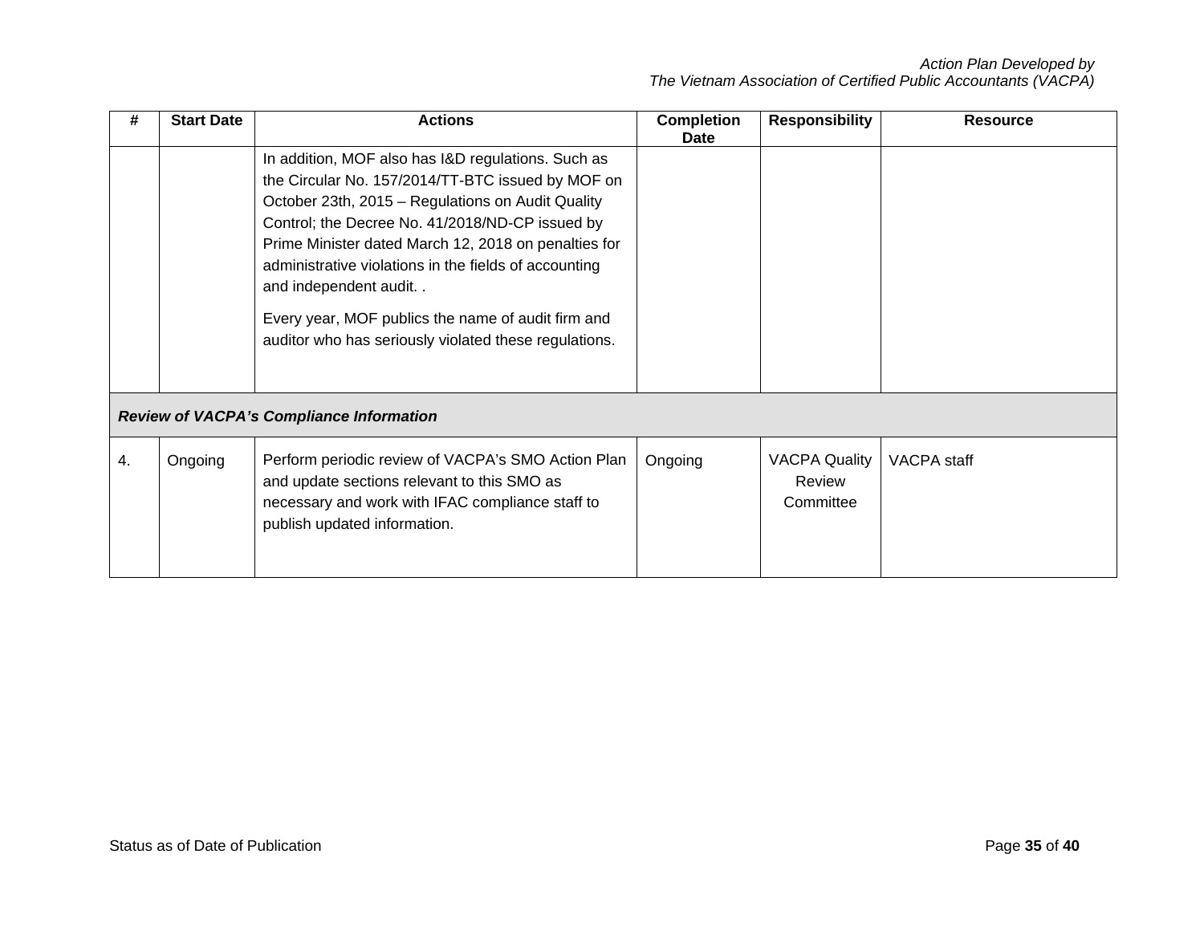| # | Start Date | Actions | Completion Date | Responsibility | Resource |
|---|---|---|---|---|---|
| | | In addition, MOF also has I&D regulations. Such as the Circular No. 157/2014/TT-BTC issued by MOF on October 23th, 2015 – Regulations on Audit Quality Control; the Decree No. 41/2018/ND-CP issued by Prime Minister dated March 12, 2018 on penalties for administrative violations in the fields of accounting and independent audit. .<br><br>Every year, MOF publics the name of audit firm and auditor who has seriously violated these regulations. | | | |
| ***Review of VACPA's Compliance Information*** | | | | | |
| 4. | Ongoing | Perform periodic review of VACPA's SMO Action Plan and update sections relevant to this SMO as necessary and work with IFAC compliance staff to publish updated information. | Ongoing | VACPA Quality Review Committee | VACPA staff |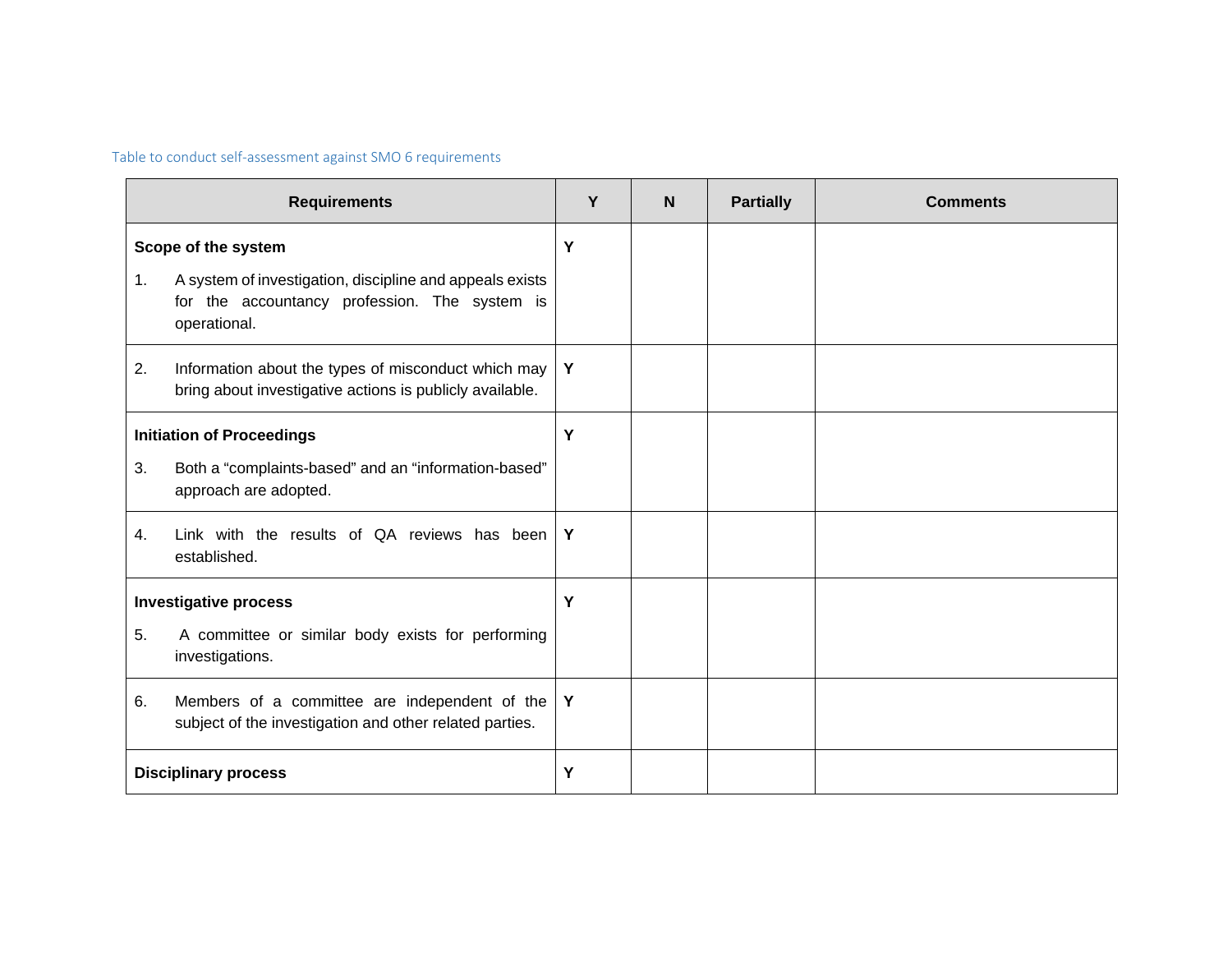Table to conduct self-assessment against SMO 6 requirements

| Requirements | Y | N | Partially | Comments |
|---|---|---|---|---|
| **Scope of the system**<br>1. A system of investigation, discipline and appeals exists for the accountancy profession. The system is operational. | **Y** | | | |
| 2. Information about the types of misconduct which may bring about investigative actions is publicly available. | **Y** | | | |
| **Initiation of Proceedings**<br>3. Both a "complaints-based" and an "information-based" approach are adopted. | **Y** | | | |
| 4. Link with the results of QA reviews has been established. | **Y** | | | |
| **Investigative process**<br>5. A committee or similar body exists for performing investigations. | **Y** | | | |
| 6. Members of a committee are independent of the subject of the investigation and other related parties. | **Y** | | | |
| **Disciplinary process** | **Y** | | | |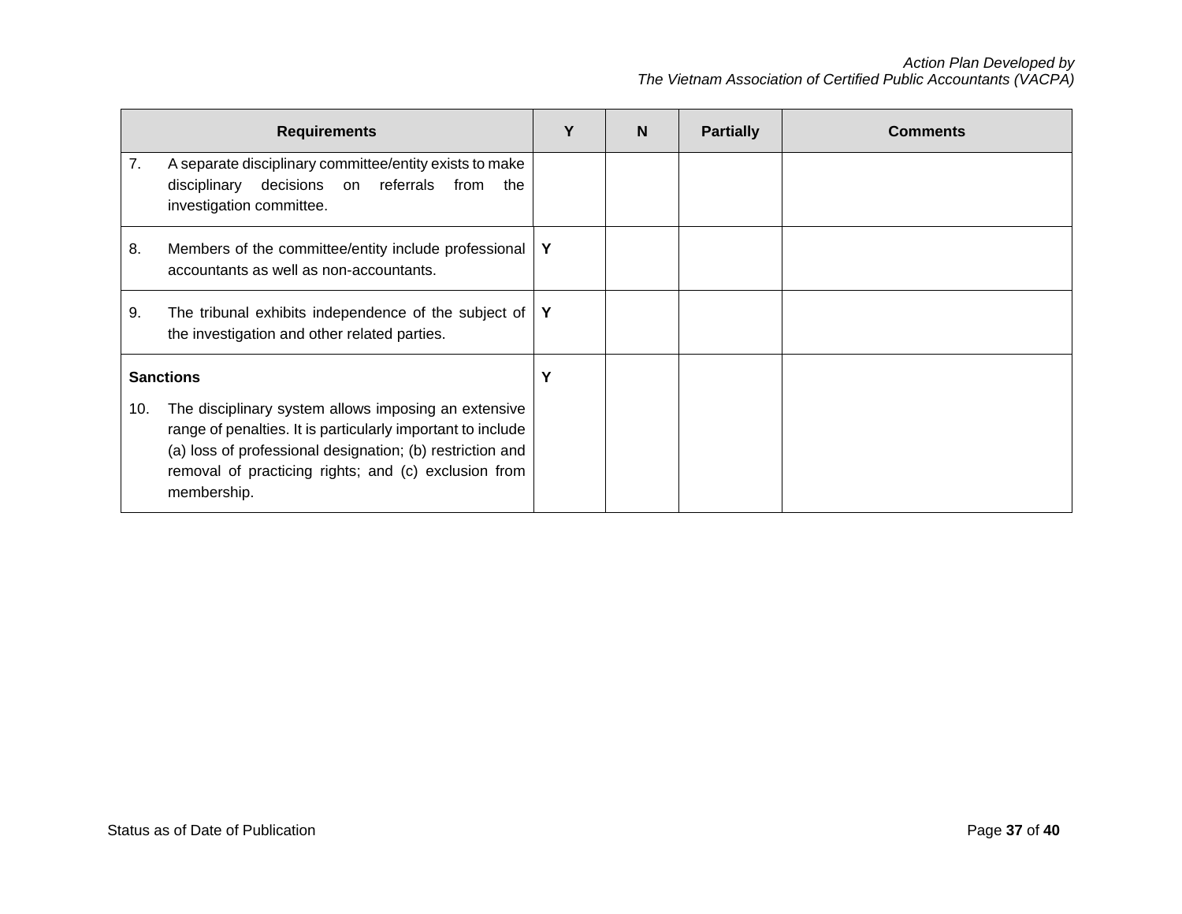| Requirements | Y | N | Partially | Comments |
|---|---|---|---|---|
| 7. A separate disciplinary committee/entity exists to make disciplinary decisions on referrals from the investigation committee. | | | | |
| 8. Members of the committee/entity include professional accountants as well as non-accountants. | **Y** | | | |
| 9. The tribunal exhibits independence of the subject of the investigation and other related parties. | **Y** | | | |
| **Sanctions**<br><br>10. The disciplinary system allows imposing an extensive range of penalties. It is particularly important to include (a) loss of professional designation; (b) restriction and removal of practicing rights; and (c) exclusion from membership. | **Y** | | | |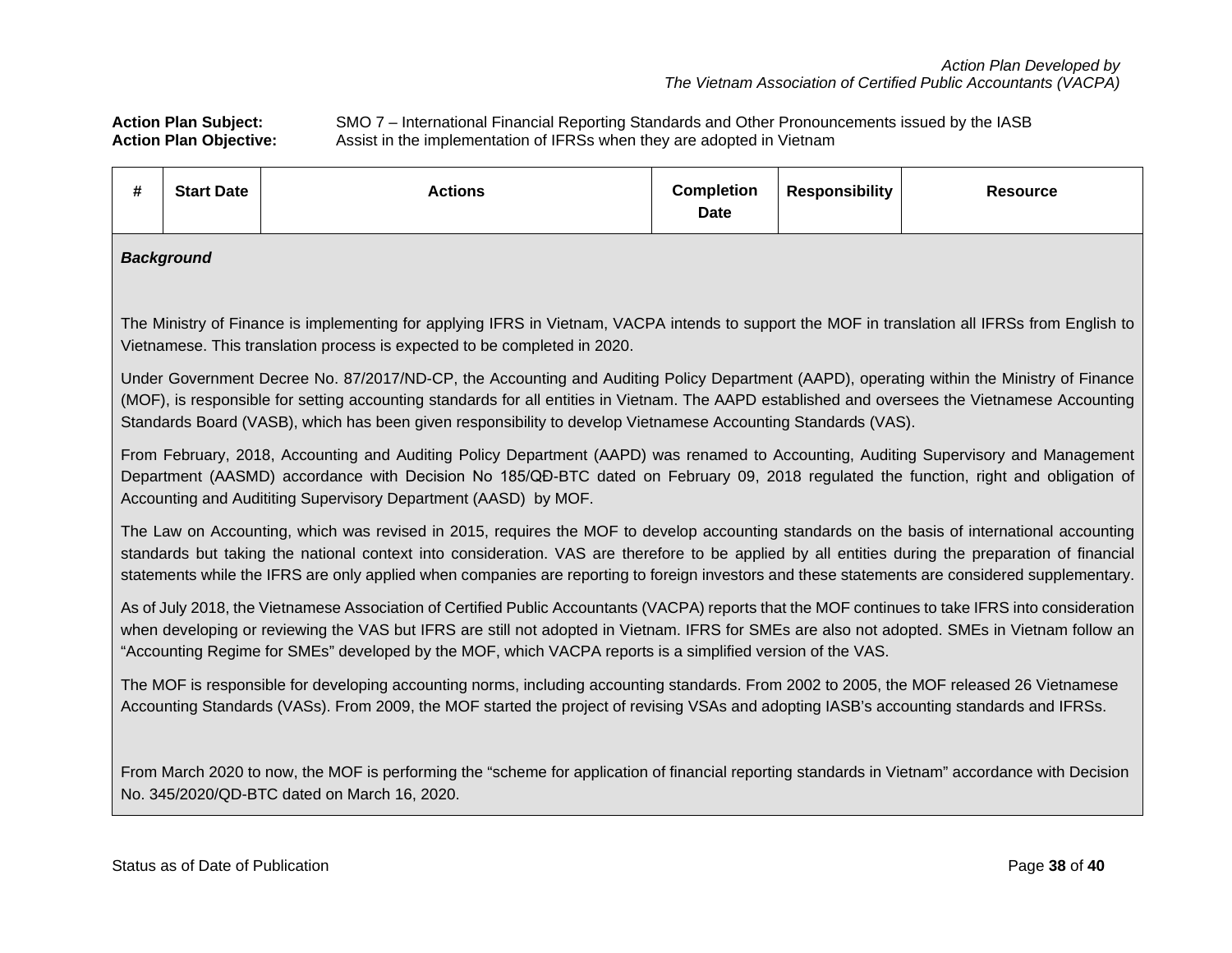**Action Plan Subject:** SMO 7 – International Financial Reporting Standards and Other Pronouncements issued by the IASB
**Action Plan Objective:** Assist in the implementation of IFRSs when they are adopted in Vietnam

| # | Start Date | Actions | Completion Date | Responsibility | Resource |
|---|---|---|---|---|---|

***Background***

The Ministry of Finance is implementing for applying IFRS in Vietnam, VACPA intends to support the MOF in translation all IFRSs from English to Vietnamese. This translation process is expected to be completed in 2020.

Under Government Decree No. 87/2017/ND-CP, the Accounting and Auditing Policy Department (AAPD), operating within the Ministry of Finance (MOF), is responsible for setting accounting standards for all entities in Vietnam. The AAPD established and oversees the Vietnamese Accounting Standards Board (VASB), which has been given responsibility to develop Vietnamese Accounting Standards (VAS).

From February, 2018, Accounting and Auditing Policy Department (AAPD) was renamed to Accounting, Auditing Supervisory and Management Department (AASMD) accordance with Decision No 185/QĐ-BTC dated on February 09, 2018 regulated the function, right and obligation of Accounting and Audititing Supervisory Department (AASD) by MOF.

The Law on Accounting, which was revised in 2015, requires the MOF to develop accounting standards on the basis of international accounting standards but taking the national context into consideration. VAS are therefore to be applied by all entities during the preparation of financial statements while the IFRS are only applied when companies are reporting to foreign investors and these statements are considered supplementary.

As of July 2018, the Vietnamese Association of Certified Public Accountants (VACPA) reports that the MOF continues to take IFRS into consideration when developing or reviewing the VAS but IFRS are still not adopted in Vietnam. IFRS for SMEs are also not adopted. SMEs in Vietnam follow an "Accounting Regime for SMEs" developed by the MOF, which VACPA reports is a simplified version of the VAS.

The MOF is responsible for developing accounting norms, including accounting standards. From 2002 to 2005, the MOF released 26 Vietnamese Accounting Standards (VASs). From 2009, the MOF started the project of revising VSAs and adopting IASB's accounting standards and IFRSs.

From March 2020 to now, the MOF is performing the "scheme for application of financial reporting standards in Vietnam" accordance with Decision No. 345/2020/QD-BTC dated on March 16, 2020.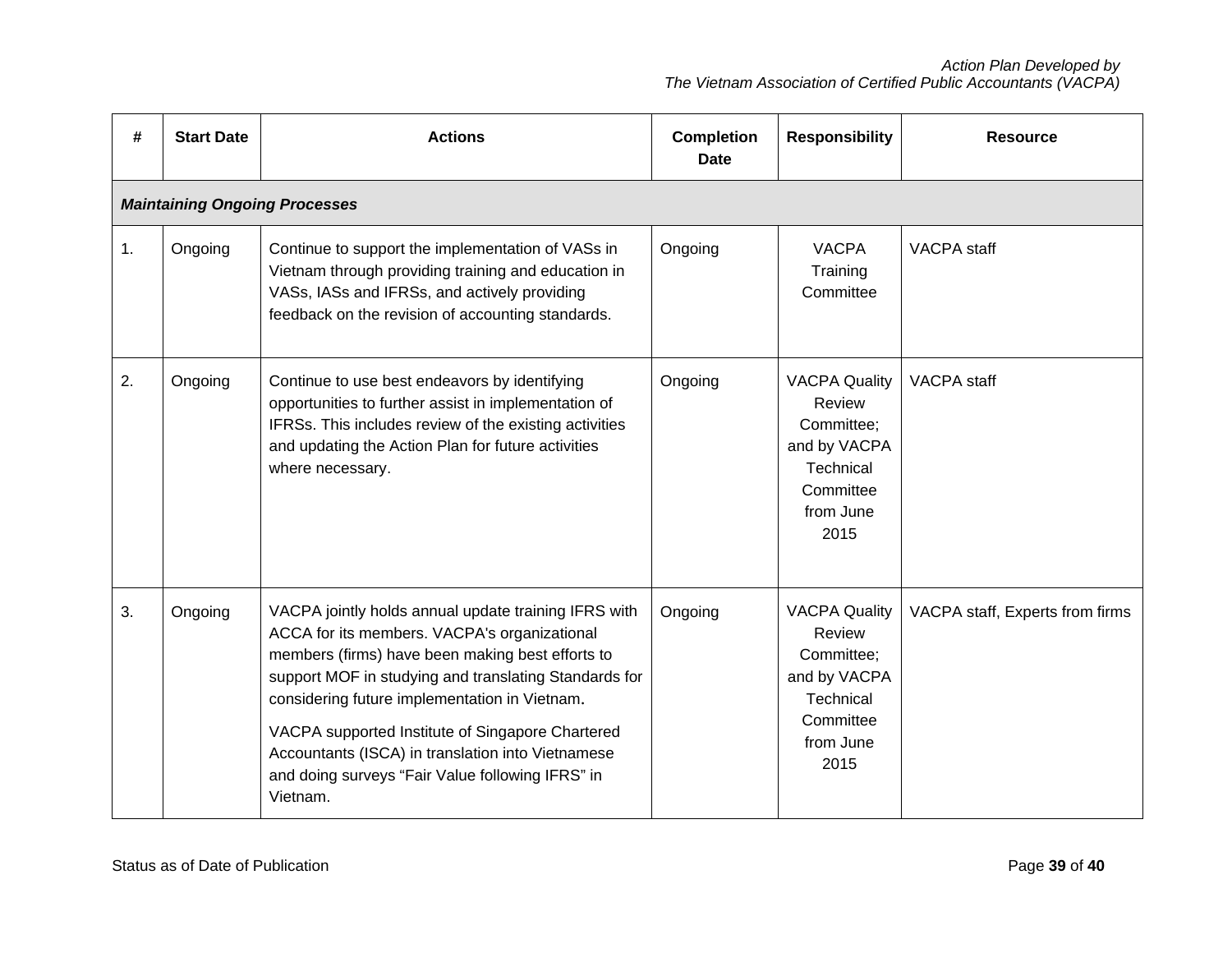| # | Start Date | Actions | Completion Date | Responsibility | Resource |
|---|---|---|---|---|---|
| ***Maintaining Ongoing Processes*** | | | | | |
| 1. | Ongoing | Continue to support the implementation of VASs in Vietnam through providing training and education in VASs, IASs and IFRSs, and actively providing feedback on the revision of accounting standards. | Ongoing | VACPA Training Committee | VACPA staff |
| 2. | Ongoing | Continue to use best endeavors by identifying opportunities to further assist in implementation of IFRSs. This includes review of the existing activities and updating the Action Plan for future activities where necessary. | Ongoing | VACPA Quality Review Committee; and by VACPA Technical Committee from June 2015 | VACPA staff |
| 3. | Ongoing | VACPA jointly holds annual update training IFRS with ACCA for its members. VACPA's organizational members (firms) have been making best efforts to support MOF in studying and translating Standards for considering future implementation in Vietnam. <br><br> VACPA supported Institute of Singapore Chartered Accountants (ISCA) in translation into Vietnamese and doing surveys "Fair Value following IFRS" in Vietnam. | Ongoing | VACPA Quality Review Committee; and by VACPA Technical Committee from June 2015 | VACPA staff, Experts from firms |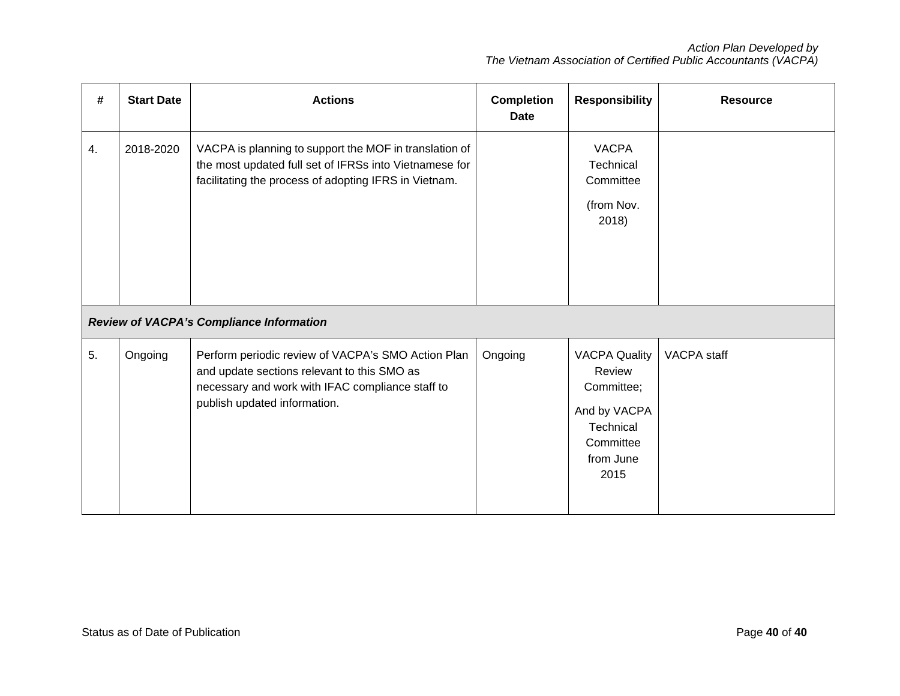| # | Start Date | Actions | Completion Date | Responsibility | Resource |
|---|---|---|---|---|---|
| 4. | 2018-2020 | VACPA is planning to support the MOF in translation of the most updated full set of IFRSs into Vietnamese for facilitating the process of adopting IFRS in Vietnam. | | VACPA Technical Committee (from Nov. 2018) | |
| ***Review of VACPA's Compliance Information*** | | | | | |
| 5. | Ongoing | Perform periodic review of VACPA's SMO Action Plan and update sections relevant to this SMO as necessary and work with IFAC compliance staff to publish updated information. | Ongoing | VACPA Quality Review Committee; And by VACPA Technical Committee from June 2015 | VACPA staff |